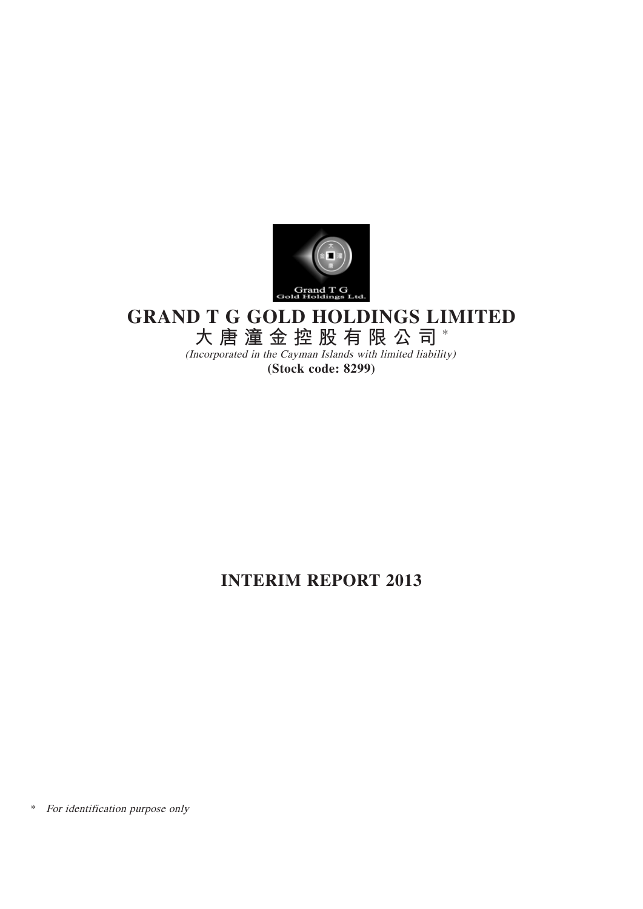# GRAND T G GOLD HOLDINGS LIMITED

## 大唐潼金控股有限公司*

*(Incorporated in the Cayman Islands with limited liability)*

**(Stock code: 8299)**

# INTERIM REPORT 2013

\* *For identification purpose only*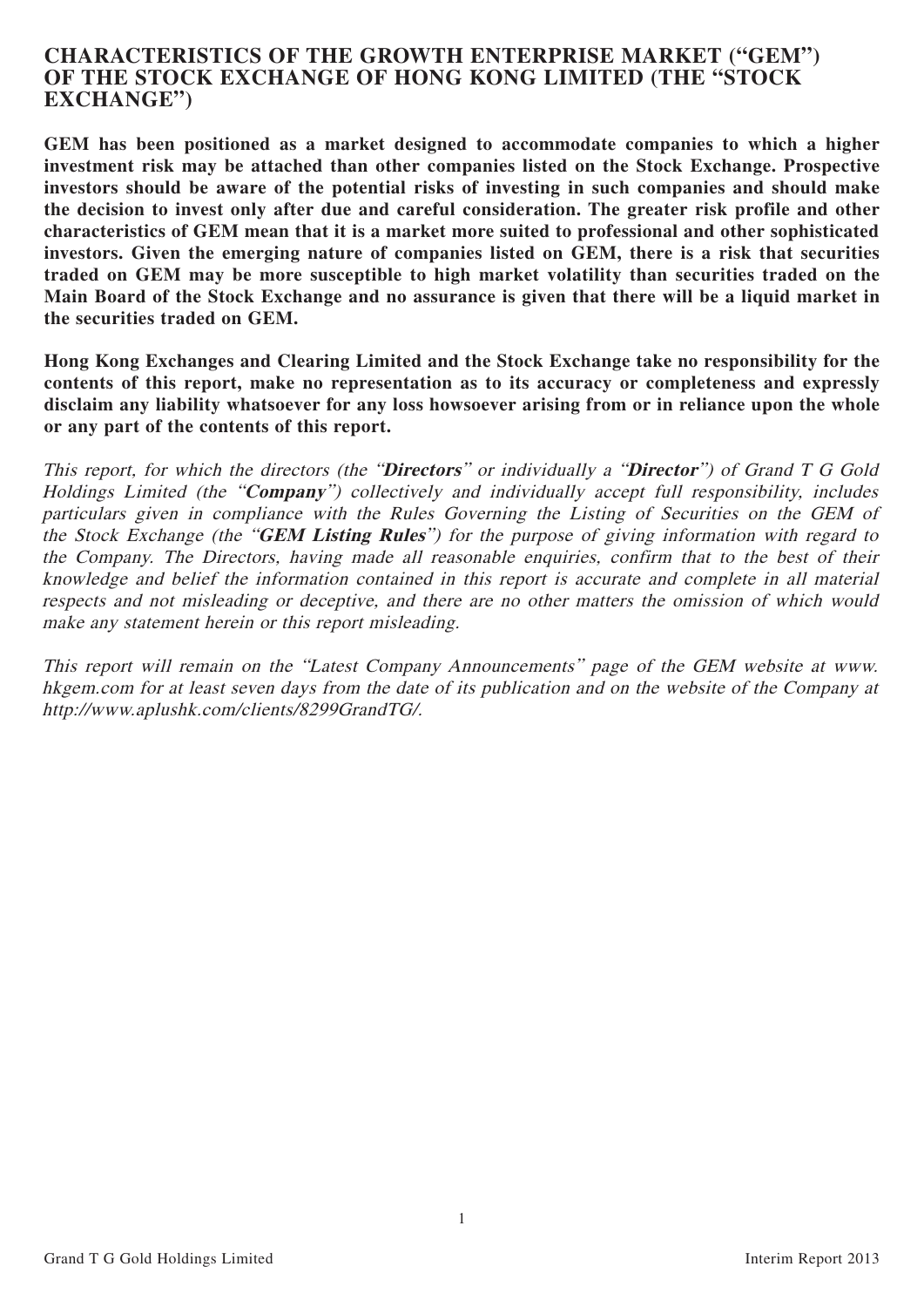# CHARACTERISTICS OF THE GROWTH ENTERPRISE MARKET ("GEM") OF THE STOCK EXCHANGE OF HONG KONG LIMITED (THE "STOCK EXCHANGE")

**GEM has been positioned as a market designed to accommodate companies to which a higher investment risk may be attached than other companies listed on the Stock Exchange. Prospective investors should be aware of the potential risks of investing in such companies and should make the decision to invest only after due and careful consideration. The greater risk profile and other characteristics of GEM mean that it is a market more suited to professional and other sophisticated investors. Given the emerging nature of companies listed on GEM, there is a risk that securities traded on GEM may be more susceptible to high market volatility than securities traded on the Main Board of the Stock Exchange and no assurance is given that there will be a liquid market in the securities traded on GEM.**

**Hong Kong Exchanges and Clearing Limited and the Stock Exchange take no responsibility for the contents of this report, make no representation as to its accuracy or completeness and expressly disclaim any liability whatsoever for any loss howsoever arising from or in reliance upon the whole or any part of the contents of this report.**

*This report, for which the directors (the "**Directors**" or individually a "**Director**") of Grand T G Gold Holdings Limited (the "**Company**") collectively and individually accept full responsibility, includes particulars given in compliance with the Rules Governing the Listing of Securities on the GEM of the Stock Exchange (the "**GEM Listing Rules**") for the purpose of giving information with regard to the Company. The Directors, having made all reasonable enquiries, confirm that to the best of their knowledge and belief the information contained in this report is accurate and complete in all material respects and not misleading or deceptive, and there are no other matters the omission of which would make any statement herein or this report misleading.*

*This report will remain on the "Latest Company Announcements" page of the GEM website at www.hkgem.com for at least seven days from the date of its publication and on the website of the Company at http://www.aplushk.com/clients/8299GrandTG/.*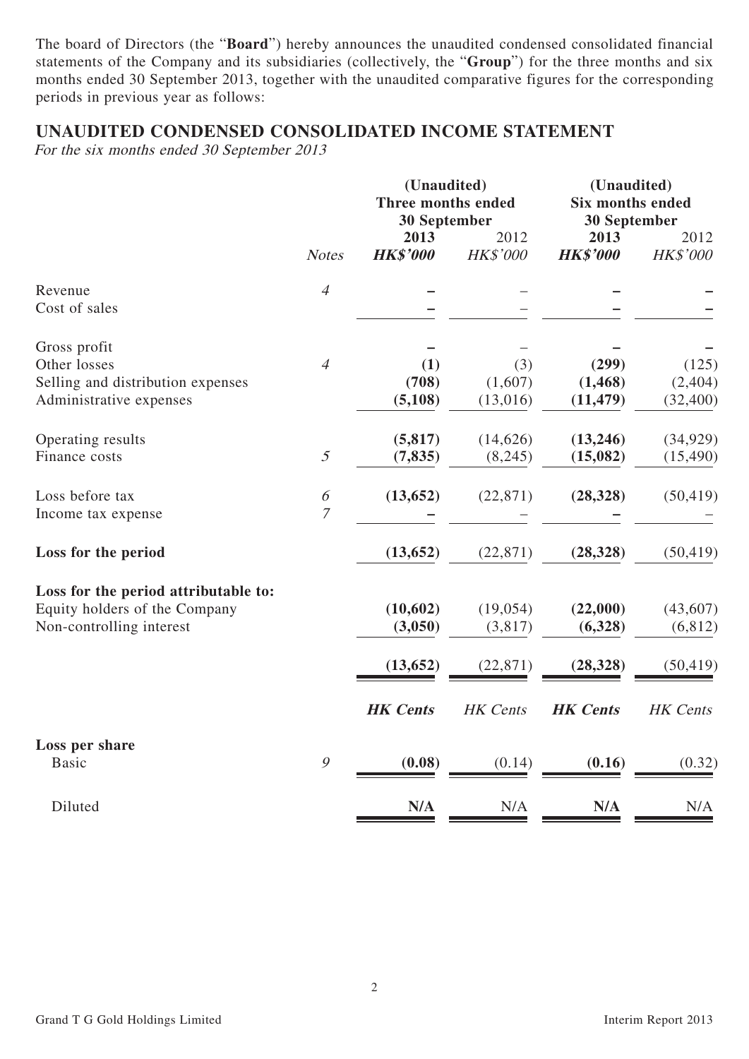The board of Directors (the "**Board**") hereby announces the unaudited condensed consolidated financial statements of the Company and its subsidiaries (collectively, the "**Group**") for the three months and six months ended 30 September 2013, together with the unaudited comparative figures for the corresponding periods in previous year as follows:

## UNAUDITED CONDENSED CONSOLIDATED INCOME STATEMENT

*For the six months ended 30 September 2013*

| | | (Unaudited) Three months ended 30 September | | (Unaudited) Six months ended 30 September | |
|---|---|---|---|---|---|
| | *Notes* | **2013** ***HK$'000*** | 2012 *HK$'000* | **2013** ***HK$'000*** | 2012 *HK$'000* |
| Revenue | *4* | **–** | – | **–** | – |
| Cost of sales | | **–** | – | **–** | – |
| Gross profit | | **–** | – | **–** | – |
| Other losses | *4* | **(1)** | (3) | **(299)** | (125) |
| Selling and distribution expenses | | **(708)** | (1,607) | **(1,468)** | (2,404) |
| Administrative expenses | | **(5,108)** | (13,016) | **(11,479)** | (32,400) |
| Operating results | | **(5,817)** | (14,626) | **(13,246)** | (34,929) |
| Finance costs | *5* | **(7,835)** | (8,245) | **(15,082)** | (15,490) |
| Loss before tax | *6* | **(13,652)** | (22,871) | **(28,328)** | (50,419) |
| Income tax expense | *7* | **–** | – | **–** | – |
| **Loss for the period** | | **(13,652)** | (22,871) | **(28,328)** | (50,419) |
| **Loss for the period attributable to:** | | | | | |
| Equity holders of the Company | | **(10,602)** | (19,054) | **(22,000)** | (43,607) |
| Non-controlling interest | | **(3,050)** | (3,817) | **(6,328)** | (6,812) |
| | | **(13,652)** | (22,871) | **(28,328)** | (50,419) |
| | | ***HK Cents*** | *HK Cents* | ***HK Cents*** | *HK Cents* |
| **Loss per share** | | | | | |
| Basic | *9* | **(0.08)** | (0.14) | **(0.16)** | (0.32) |
| Diluted | | **N/A** | N/A | **N/A** | N/A |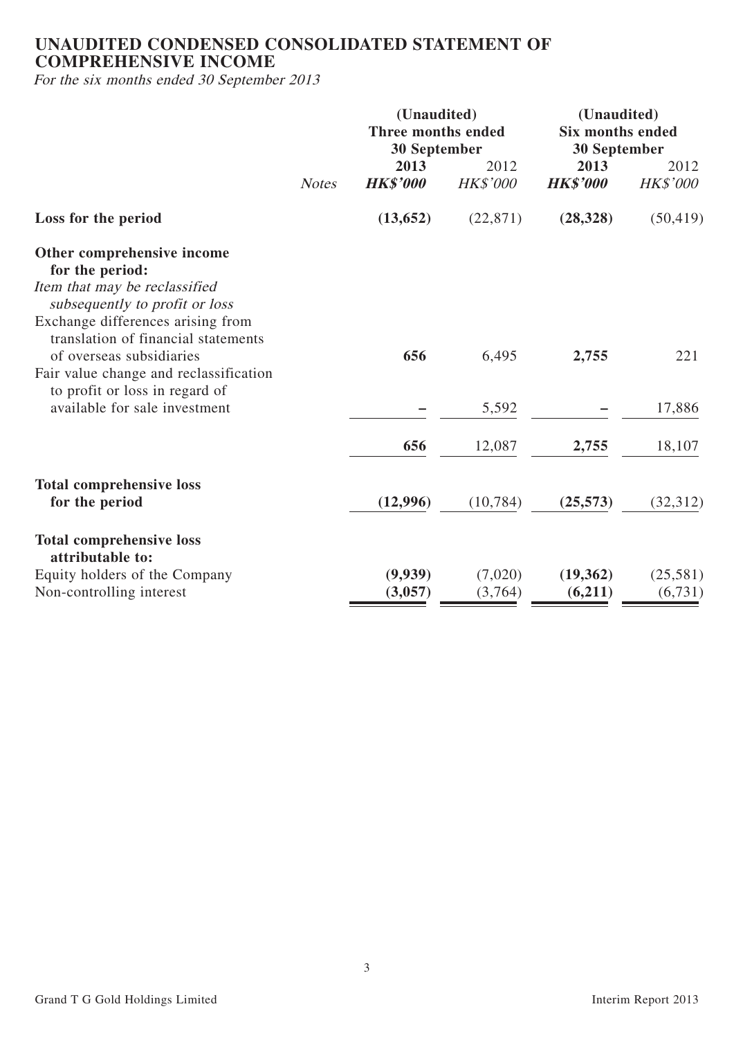# UNAUDITED CONDENSED CONSOLIDATED STATEMENT OF COMPREHENSIVE INCOME

*For the six months ended 30 September 2013*

| | | (Unaudited) Three months ended 30 September | | (Unaudited) Six months ended 30 September | |
|---|---|---|---|---|---|
| | *Notes* | **2013** | 2012 | **2013** | 2012 |
| | | ***HK$'000*** | *HK$'000* | ***HK$'000*** | *HK$'000* |
| **Loss for the period** | | **(13,652)** | (22,871) | **(28,328)** | (50,419) |
| **Other comprehensive income for the period:** | | | | | |
| *Item that may be reclassified subsequently to profit or loss* | | | | | |
| Exchange differences arising from translation of financial statements of overseas subsidiaries | | **656** | 6,495 | **2,755** | 221 |
| Fair value change and reclassification to profit or loss in regard of available for sale investment | | **–** | 5,592 | **–** | 17,886 |
| | | **656** | 12,087 | **2,755** | 18,107 |
| **Total comprehensive loss for the period** | | **(12,996)** | (10,784) | **(25,573)** | (32,312) |
| **Total comprehensive loss attributable to:** | | | | | |
| Equity holders of the Company | | **(9,939)** | (7,020) | **(19,362)** | (25,581) |
| Non-controlling interest | | **(3,057)** | (3,764) | **(6,211)** | (6,731) |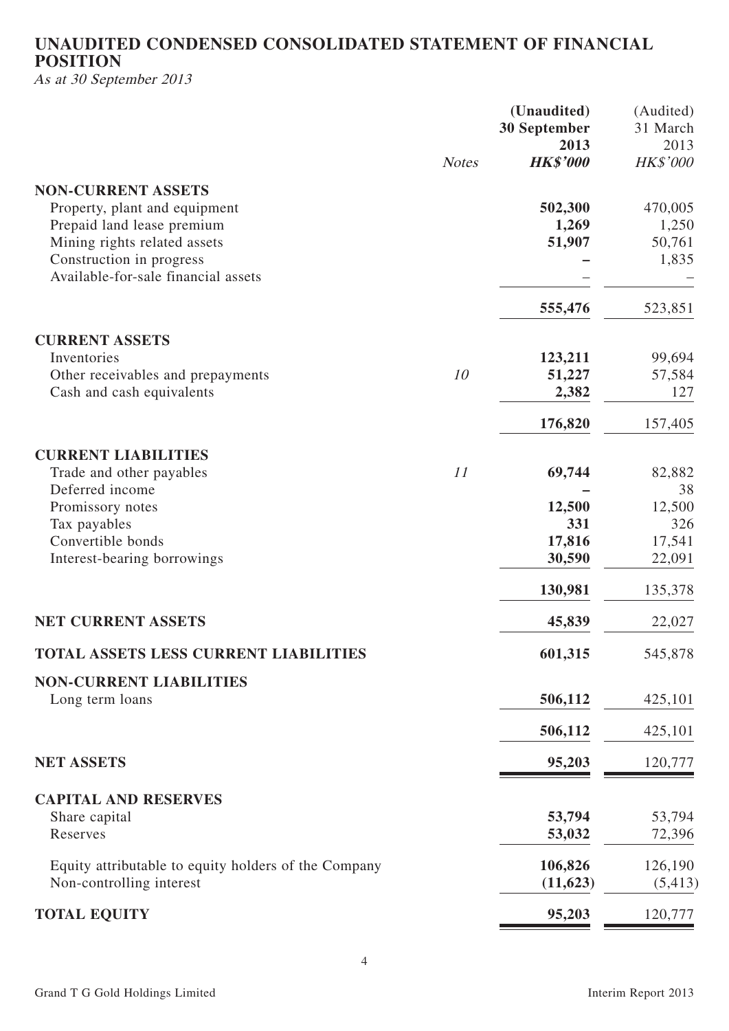# UNAUDITED CONDENSED CONSOLIDATED STATEMENT OF FINANCIAL POSITION

*As at 30 September 2013*

| | *Notes* | **(Unaudited) 30 September 2013 *HK$'000*** | (Audited) 31 March 2013 *HK$'000* |
|---|---|---|---|
| **NON-CURRENT ASSETS** | | | |
| Property, plant and equipment | | **502,300** | 470,005 |
| Prepaid land lease premium | | **1,269** | 1,250 |
| Mining rights related assets | | **51,907** | 50,761 |
| Construction in progress | | **–** | 1,835 |
| Available-for-sale financial assets | | – | – |
| | | **555,476** | 523,851 |
| **CURRENT ASSETS** | | | |
| Inventories | | **123,211** | 99,694 |
| Other receivables and prepayments | *10* | **51,227** | 57,584 |
| Cash and cash equivalents | | **2,382** | 127 |
| | | **176,820** | 157,405 |
| **CURRENT LIABILITIES** | | | |
| Trade and other payables | *11* | **69,744** | 82,882 |
| Deferred income | | **–** | 38 |
| Promissory notes | | **12,500** | 12,500 |
| Tax payables | | **331** | 326 |
| Convertible bonds | | **17,816** | 17,541 |
| Interest-bearing borrowings | | **30,590** | 22,091 |
| | | **130,981** | 135,378 |
| **NET CURRENT ASSETS** | | **45,839** | 22,027 |
| **TOTAL ASSETS LESS CURRENT LIABILITIES** | | **601,315** | 545,878 |
| **NON-CURRENT LIABILITIES** | | | |
| Long term loans | | **506,112** | 425,101 |
| | | **506,112** | 425,101 |
| **NET ASSETS** | | **95,203** | 120,777 |
| **CAPITAL AND RESERVES** | | | |
| Share capital | | **53,794** | 53,794 |
| Reserves | | **53,032** | 72,396 |
| Equity attributable to equity holders of the Company | | **106,826** | 126,190 |
| Non-controlling interest | | **(11,623)** | (5,413) |
| **TOTAL EQUITY** | | **95,203** | 120,777 |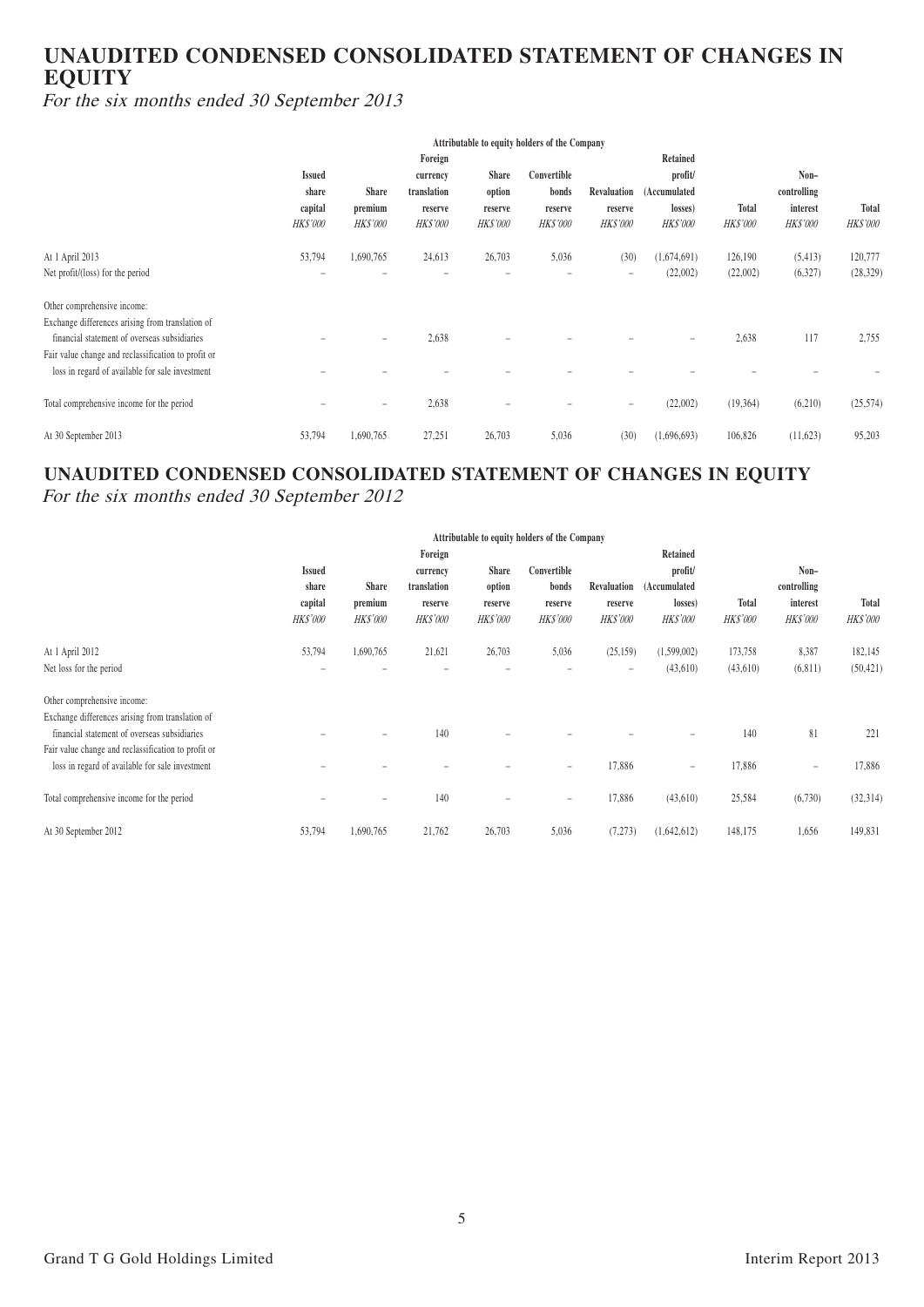# UNAUDITED CONDENSED CONSOLIDATED STATEMENT OF CHANGES IN EQUITY

*For the six months ended 30 September 2013*

| | Attributable to equity holders of the Company | | | | | | | | | |
|---|---|---|---|---|---|---|---|---|---|---|
| | Issued share capital | Share premium | Foreign currency translation reserve | Share option reserve | Convertible bonds reserve | Revaluation reserve | Retained profit/ (Accumulated losses) | Total | Non–controlling interest | Total |
| | HK$'000 | HK$'000 | HK$'000 | HK$'000 | HK$'000 | HK$'000 | HK$'000 | HK$'000 | HK$'000 | HK$'000 |
| At 1 April 2013 | 53,794 | 1,690,765 | 24,613 | 26,703 | 5,036 | (30) | (1,674,691) | 126,190 | (5,413) | 120,777 |
| Net profit/(loss) for the period | – | – | – | – | – | – | (22,002) | (22,002) | (6,327) | (28,329) |
| Other comprehensive income: | | | | | | | | | | |
| Exchange differences arising from translation of financial statement of overseas subsidiaries | – | – | 2,638 | – | – | – | – | 2,638 | 117 | 2,755 |
| Fair value change and reclassification to profit or loss in regard of available for sale investment | – | – | – | – | – | – | – | – | – | – |
| Total comprehensive income for the period | – | – | 2,638 | – | – | – | (22,002) | (19,364) | (6,210) | (25,574) |
| At 30 September 2013 | 53,794 | 1,690,765 | 27,251 | 26,703 | 5,036 | (30) | (1,696,693) | 106,826 | (11,623) | 95,203 |

# UNAUDITED CONDENSED CONSOLIDATED STATEMENT OF CHANGES IN EQUITY

*For the six months ended 30 September 2012*

| | Attributable to equity holders of the Company | | | | | | | | | |
|---|---|---|---|---|---|---|---|---|---|---|
| | Issued share capital | Share premium | Foreign currency translation reserve | Share option reserve | Convertible bonds reserve | Revaluation reserve | Retained profit/ (Accumulated losses) | Total | Non–controlling interest | Total |
| | HK$'000 | HK$'000 | HK$'000 | HK$'000 | HK$'000 | HK$'000 | HK$'000 | HK$'000 | HK$'000 | HK$'000 |
| At 1 April 2012 | 53,794 | 1,690,765 | 21,621 | 26,703 | 5,036 | (25,159) | (1,599,002) | 173,758 | 8,387 | 182,145 |
| Net loss for the period | – | – | – | – | – | – | (43,610) | (43,610) | (6,811) | (50,421) |
| Other comprehensive income: | | | | | | | | | | |
| Exchange differences arising from translation of financial statement of overseas subsidiaries | – | – | 140 | – | – | – | – | 140 | 81 | 221 |
| Fair value change and reclassification to profit or loss in regard of available for sale investment | – | – | – | – | – | 17,886 | – | 17,886 | – | 17,886 |
| Total comprehensive income for the period | – | – | 140 | – | – | 17,886 | (43,610) | 25,584 | (6,730) | (32,314) |
| At 30 September 2012 | 53,794 | 1,690,765 | 21,762 | 26,703 | 5,036 | (7,273) | (1,642,612) | 148,175 | 1,656 | 149,831 |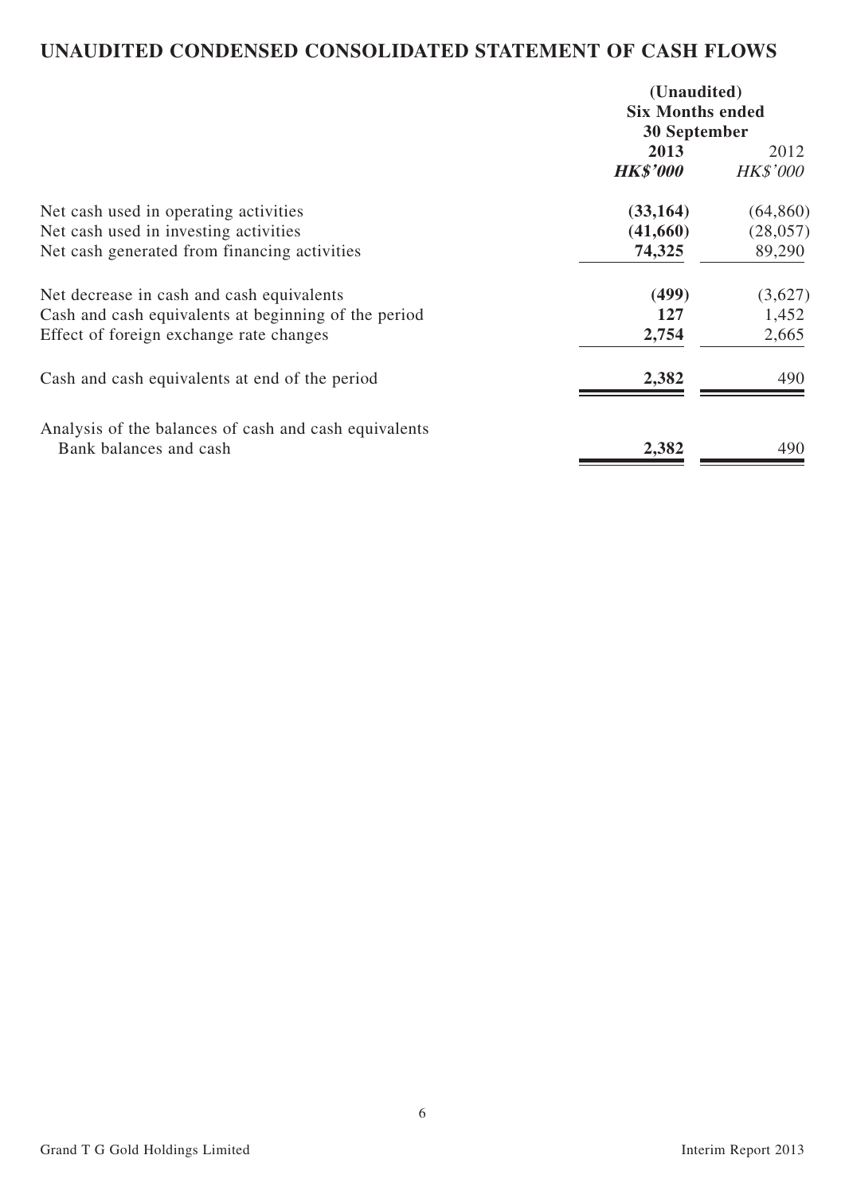# UNAUDITED CONDENSED CONSOLIDATED STATEMENT OF CASH FLOWS

| | (Unaudited) Six Months ended 30 September | |
|---|---|---|
| | **2013** | 2012 |
| | ***HK$'000*** | *HK$'000* |
| Net cash used in operating activities | **(33,164)** | (64,860) |
| Net cash used in investing activities | **(41,660)** | (28,057) |
| Net cash generated from financing activities | **74,325** | 89,290 |
| Net decrease in cash and cash equivalents | **(499)** | (3,627) |
| Cash and cash equivalents at beginning of the period | **127** | 1,452 |
| Effect of foreign exchange rate changes | **2,754** | 2,665 |
| Cash and cash equivalents at end of the period | **2,382** | 490 |
| Analysis of the balances of cash and cash equivalents | | |
| Bank balances and cash | **2,382** | 490 |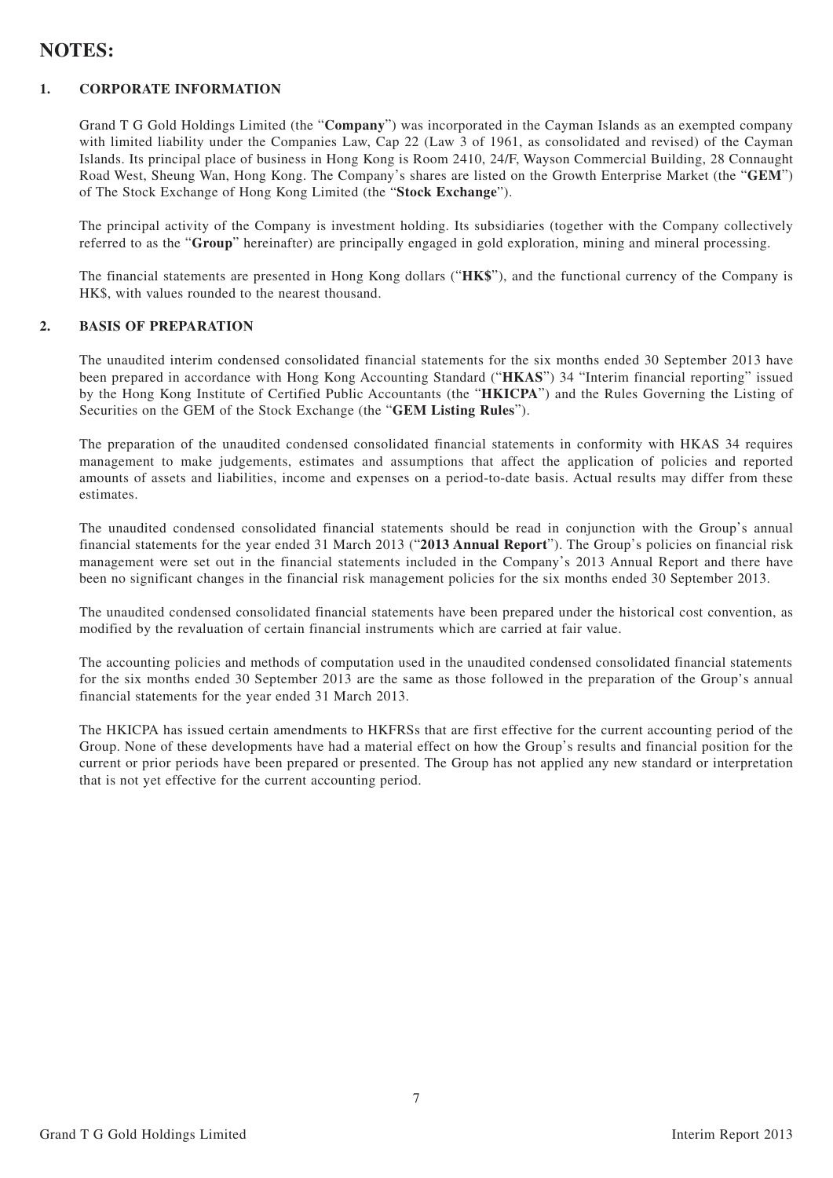# NOTES:

## 1. CORPORATE INFORMATION

Grand T G Gold Holdings Limited (the "**Company**") was incorporated in the Cayman Islands as an exempted company with limited liability under the Companies Law, Cap 22 (Law 3 of 1961, as consolidated and revised) of the Cayman Islands. Its principal place of business in Hong Kong is Room 2410, 24/F, Wayson Commercial Building, 28 Connaught Road West, Sheung Wan, Hong Kong. The Company's shares are listed on the Growth Enterprise Market (the "**GEM**") of The Stock Exchange of Hong Kong Limited (the "**Stock Exchange**").

The principal activity of the Company is investment holding. Its subsidiaries (together with the Company collectively referred to as the "**Group**" hereinafter) are principally engaged in gold exploration, mining and mineral processing.

The financial statements are presented in Hong Kong dollars ("**HK$**"), and the functional currency of the Company is HK$, with values rounded to the nearest thousand.

## 2. BASIS OF PREPARATION

The unaudited interim condensed consolidated financial statements for the six months ended 30 September 2013 have been prepared in accordance with Hong Kong Accounting Standard ("**HKAS**") 34 "Interim financial reporting" issued by the Hong Kong Institute of Certified Public Accountants (the "**HKICPA**") and the Rules Governing the Listing of Securities on the GEM of the Stock Exchange (the "**GEM Listing Rules**").

The preparation of the unaudited condensed consolidated financial statements in conformity with HKAS 34 requires management to make judgements, estimates and assumptions that affect the application of policies and reported amounts of assets and liabilities, income and expenses on a period-to-date basis. Actual results may differ from these estimates.

The unaudited condensed consolidated financial statements should be read in conjunction with the Group's annual financial statements for the year ended 31 March 2013 ("**2013 Annual Report**"). The Group's policies on financial risk management were set out in the financial statements included in the Company's 2013 Annual Report and there have been no significant changes in the financial risk management policies for the six months ended 30 September 2013.

The unaudited condensed consolidated financial statements have been prepared under the historical cost convention, as modified by the revaluation of certain financial instruments which are carried at fair value.

The accounting policies and methods of computation used in the unaudited condensed consolidated financial statements for the six months ended 30 September 2013 are the same as those followed in the preparation of the Group's annual financial statements for the year ended 31 March 2013.

The HKICPA has issued certain amendments to HKFRSs that are first effective for the current accounting period of the Group. None of these developments have had a material effect on how the Group's results and financial position for the current or prior periods have been prepared or presented. The Group has not applied any new standard or interpretation that is not yet effective for the current accounting period.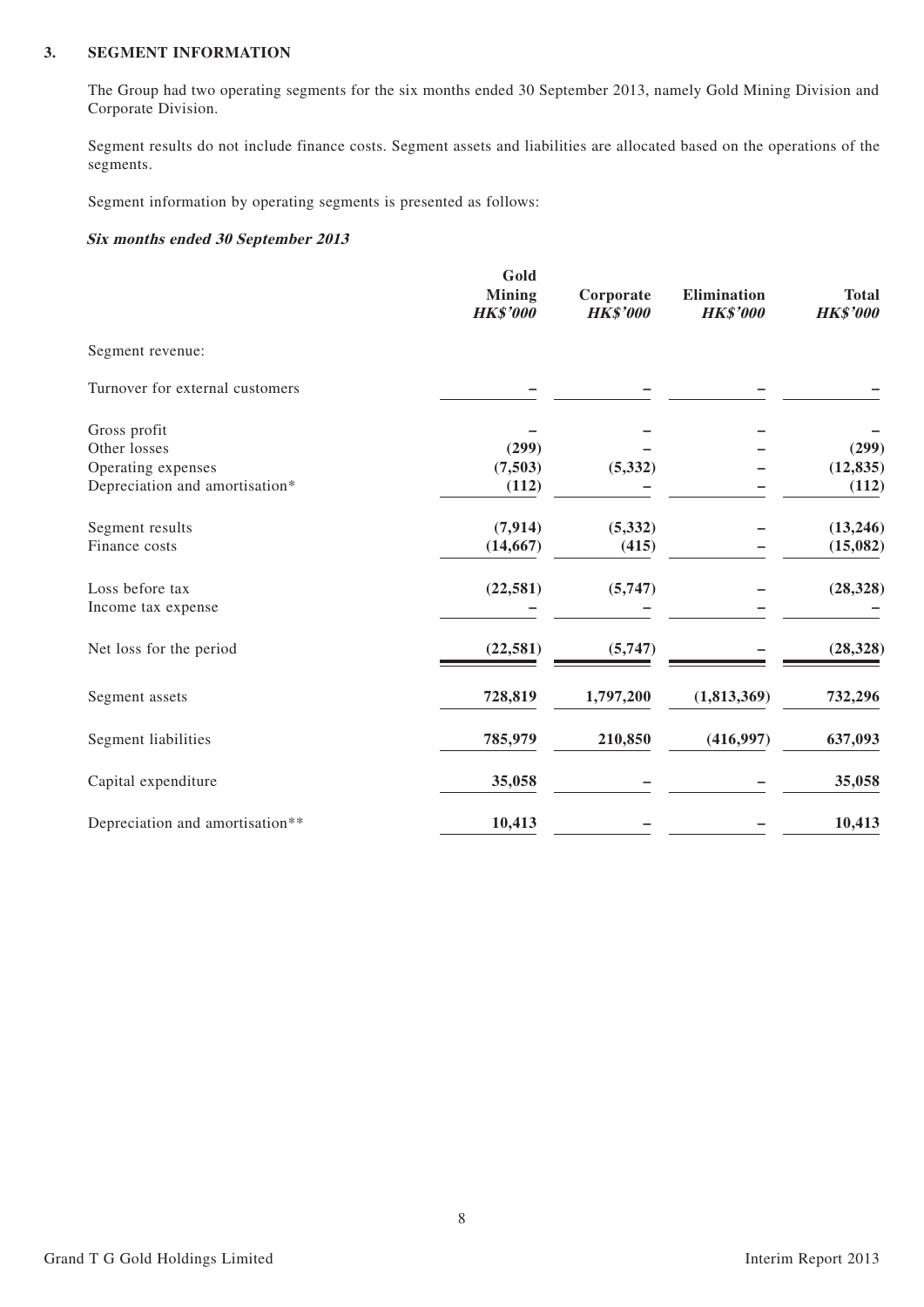## 3. SEGMENT INFORMATION

The Group had two operating segments for the six months ended 30 September 2013, namely Gold Mining Division and Corporate Division.

Segment results do not include finance costs. Segment assets and liabilities are allocated based on the operations of the segments.

Segment information by operating segments is presented as follows:

***Six months ended 30 September 2013***

| | Gold Mining *HK$'000* | Corporate *HK$'000* | Elimination *HK$'000* | Total *HK$'000* |
|---|---|---|---|---|
| Segment revenue: | | | | |
| Turnover for external customers | – | – | – | – |
| Gross profit | – | – | – | – |
| Other losses | (299) | – | – | (299) |
| Operating expenses | (7,503) | (5,332) | – | (12,835) |
| Depreciation and amortisation* | (112) | – | – | (112) |
| Segment results | (7,914) | (5,332) | – | (13,246) |
| Finance costs | (14,667) | (415) | – | (15,082) |
| Loss before tax | (22,581) | (5,747) | – | (28,328) |
| Income tax expense | – | – | – | – |
| Net loss for the period | (22,581) | (5,747) | – | (28,328) |
| Segment assets | 728,819 | 1,797,200 | (1,813,369) | 732,296 |
| Segment liabilities | 785,979 | 210,850 | (416,997) | 637,093 |
| Capital expenditure | 35,058 | – | – | 35,058 |
| Depreciation and amortisation** | 10,413 | – | – | 10,413 |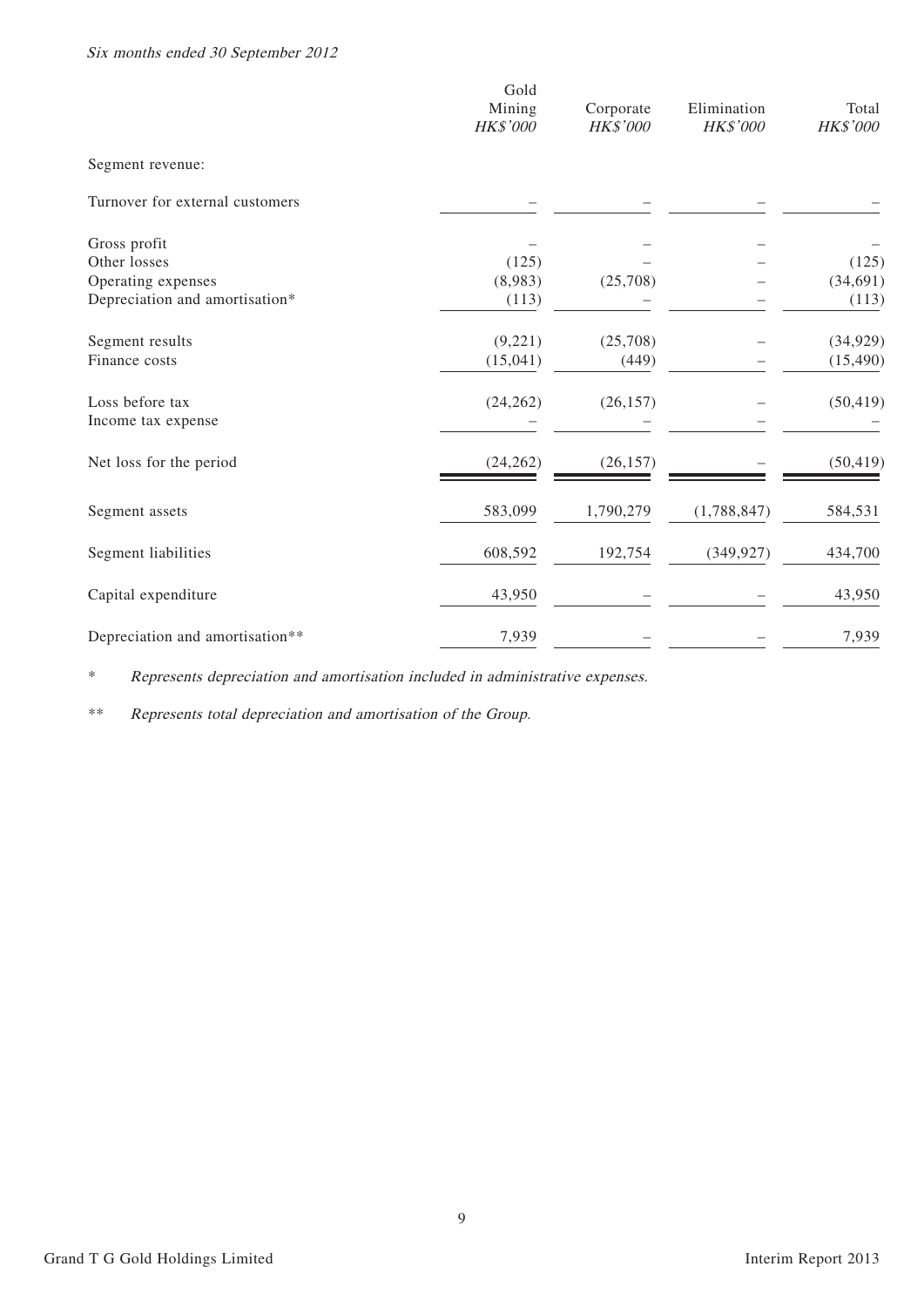*Six months ended 30 September 2012*

| | Gold Mining *HK$'000* | Corporate *HK$'000* | Elimination *HK$'000* | Total *HK$'000* |
|---|---|---|---|---|
| Segment revenue: | | | | |
| Turnover for external customers | – | – | – | – |
| Gross profit | – | – | – | – |
| Other losses | (125) | – | – | (125) |
| Operating expenses | (8,983) | (25,708) | – | (34,691) |
| Depreciation and amortisation* | (113) | – | – | (113) |
| Segment results | (9,221) | (25,708) | – | (34,929) |
| Finance costs | (15,041) | (449) | – | (15,490) |
| Loss before tax | (24,262) | (26,157) | – | (50,419) |
| Income tax expense | – | – | – | – |
| Net loss for the period | (24,262) | (26,157) | – | (50,419) |
| Segment assets | 583,099 | 1,790,279 | (1,788,847) | 584,531 |
| Segment liabilities | 608,592 | 192,754 | (349,927) | 434,700 |
| Capital expenditure | 43,950 | – | – | 43,950 |
| Depreciation and amortisation** | 7,939 | – | – | 7,939 |

\* *Represents depreciation and amortisation included in administrative expenses.*

\*\* *Represents total depreciation and amortisation of the Group.*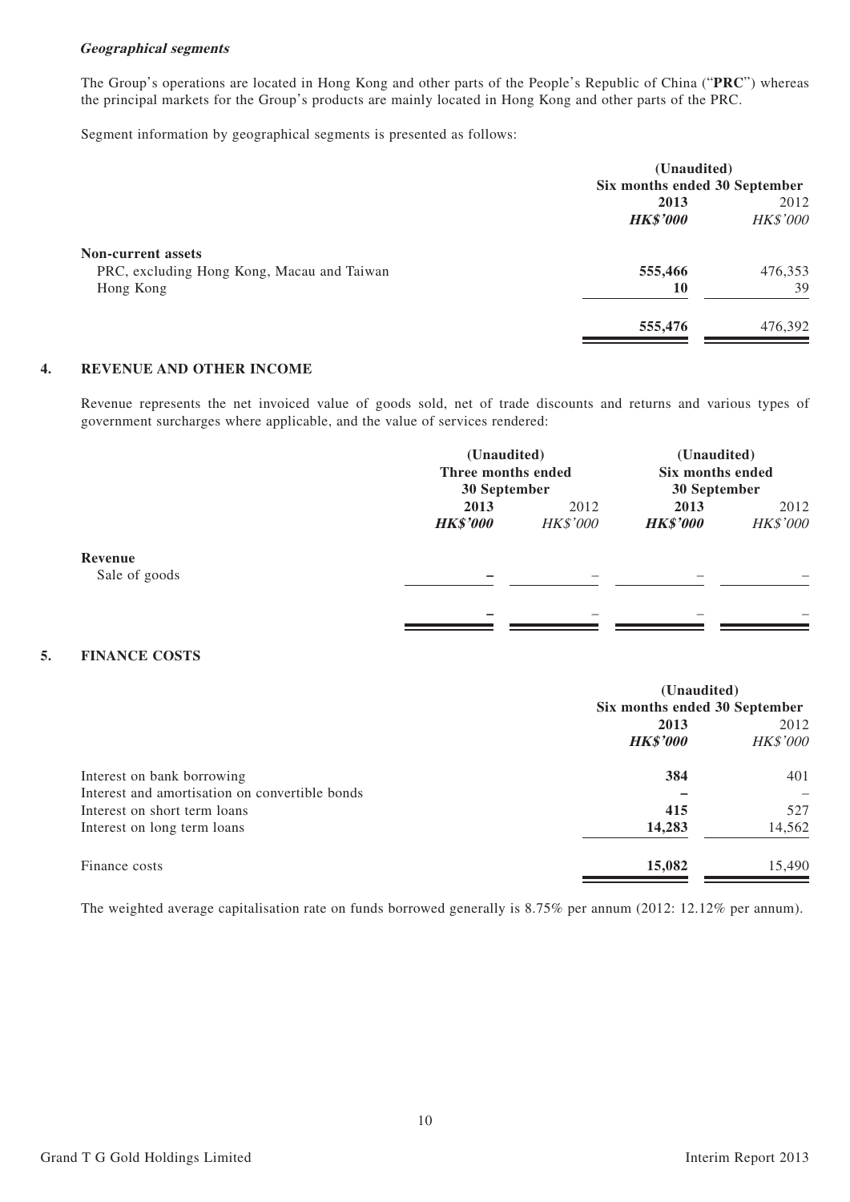***Geographical segments***

The Group's operations are located in Hong Kong and other parts of the People's Republic of China ("**PRC**") whereas the principal markets for the Group's products are mainly located in Hong Kong and other parts of the PRC.

Segment information by geographical segments is presented as follows:

| | (Unaudited) Six months ended 30 September | |
|---|---|---|
| | **2013** | 2012 |
| | ***HK$'000*** | *HK$'000* |
| **Non-current assets** | | |
| PRC, excluding Hong Kong, Macau and Taiwan | **555,466** | 476,353 |
| Hong Kong | **10** | 39 |
| | **555,476** | 476,392 |

## 4. REVENUE AND OTHER INCOME

Revenue represents the net invoiced value of goods sold, net of trade discounts and returns and various types of government surcharges where applicable, and the value of services rendered:

| | (Unaudited) Three months ended 30 September | | (Unaudited) Six months ended 30 September | |
|---|---|---|---|---|
| | **2013** | 2012 | **2013** | 2012 |
| | ***HK$'000*** | *HK$'000* | ***HK$'000*** | *HK$'000* |
| **Revenue** | | | | |
| Sale of goods | **–** | – | – | – |
| | **–** | – | – | – |

## 5. FINANCE COSTS

| | (Unaudited) Six months ended 30 September | |
|---|---|---|
| | **2013** | 2012 |
| | ***HK$'000*** | *HK$'000* |
| Interest on bank borrowing | **384** | 401 |
| Interest and amortisation on convertible bonds | **–** | – |
| Interest on short term loans | **415** | 527 |
| Interest on long term loans | **14,283** | 14,562 |
| Finance costs | **15,082** | 15,490 |

The weighted average capitalisation rate on funds borrowed generally is 8.75% per annum (2012: 12.12% per annum).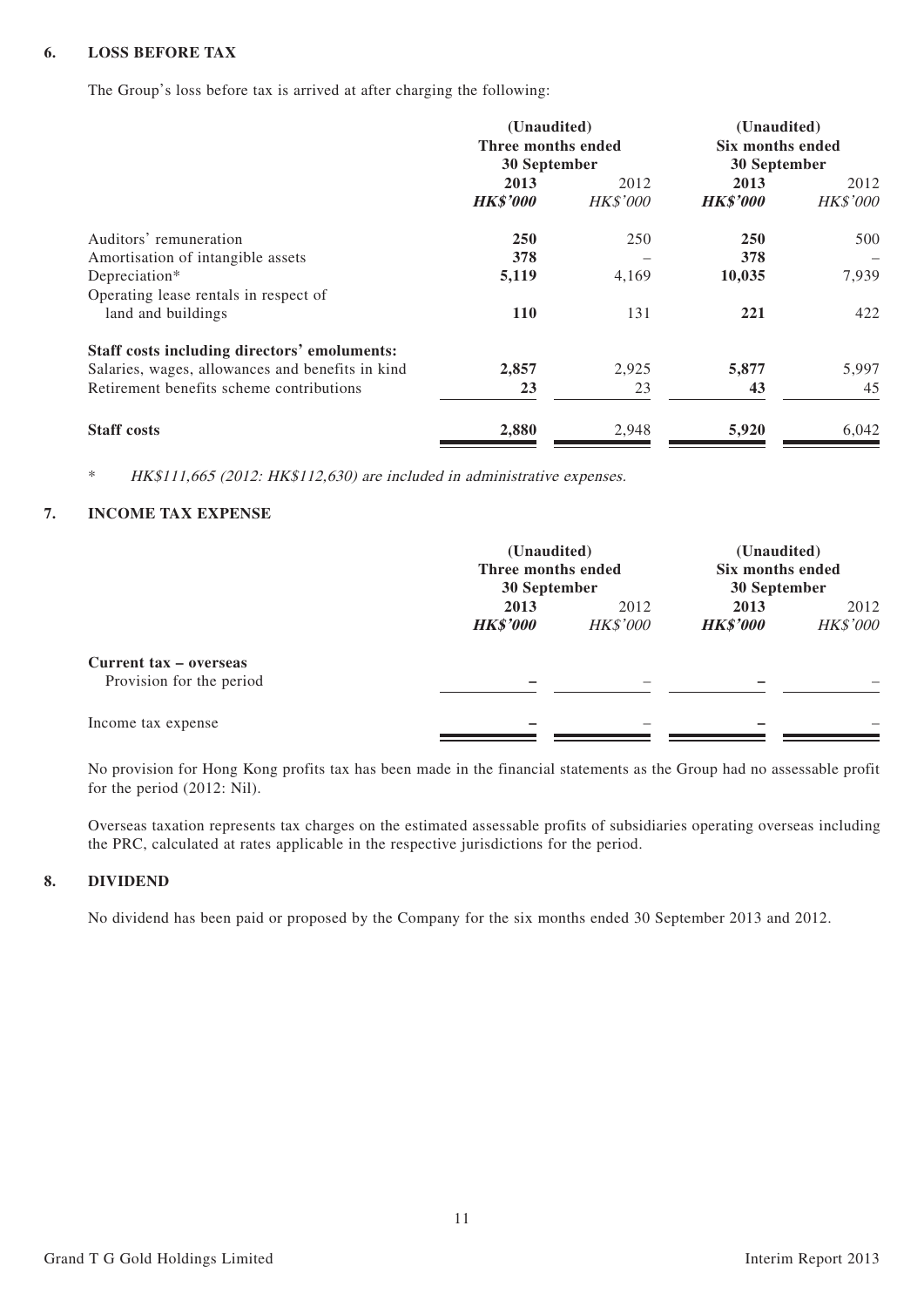### 6. LOSS BEFORE TAX

The Group's loss before tax is arrived at after charging the following:

| | (Unaudited) Three months ended 30 September | | (Unaudited) Six months ended 30 September | |
|---|---|---|---|---|
| | **2013** | 2012 | **2013** | 2012 |
| | ***HK$'000*** | *HK$'000* | ***HK$'000*** | *HK$'000* |
| Auditors' remuneration | **250** | 250 | **250** | 500 |
| Amortisation of intangible assets | **378** | – | **378** | – |
| Depreciation* | **5,119** | 4,169 | **10,035** | 7,939 |
| Operating lease rentals in respect of land and buildings | **110** | 131 | **221** | 422 |
| **Staff costs including directors' emoluments:** | | | | |
| Salaries, wages, allowances and benefits in kind | **2,857** | 2,925 | **5,877** | 5,997 |
| Retirement benefits scheme contributions | **23** | 23 | **43** | 45 |
| **Staff costs** | **2,880** | 2,948 | **5,920** | 6,042 |

\* *HK$111,665 (2012: HK$112,630) are included in administrative expenses.*

### 7. INCOME TAX EXPENSE

| | (Unaudited) Three months ended 30 September | | (Unaudited) Six months ended 30 September | |
|---|---|---|---|---|
| | **2013** | 2012 | **2013** | 2012 |
| | ***HK$'000*** | *HK$'000* | ***HK$'000*** | *HK$'000* |
| **Current tax – overseas** | | | | |
| Provision for the period | **–** | – | **–** | – |
| Income tax expense | **–** | – | **–** | – |

No provision for Hong Kong profits tax has been made in the financial statements as the Group had no assessable profit for the period (2012: Nil).

Overseas taxation represents tax charges on the estimated assessable profits of subsidiaries operating overseas including the PRC, calculated at rates applicable in the respective jurisdictions for the period.

### 8. DIVIDEND

No dividend has been paid or proposed by the Company for the six months ended 30 September 2013 and 2012.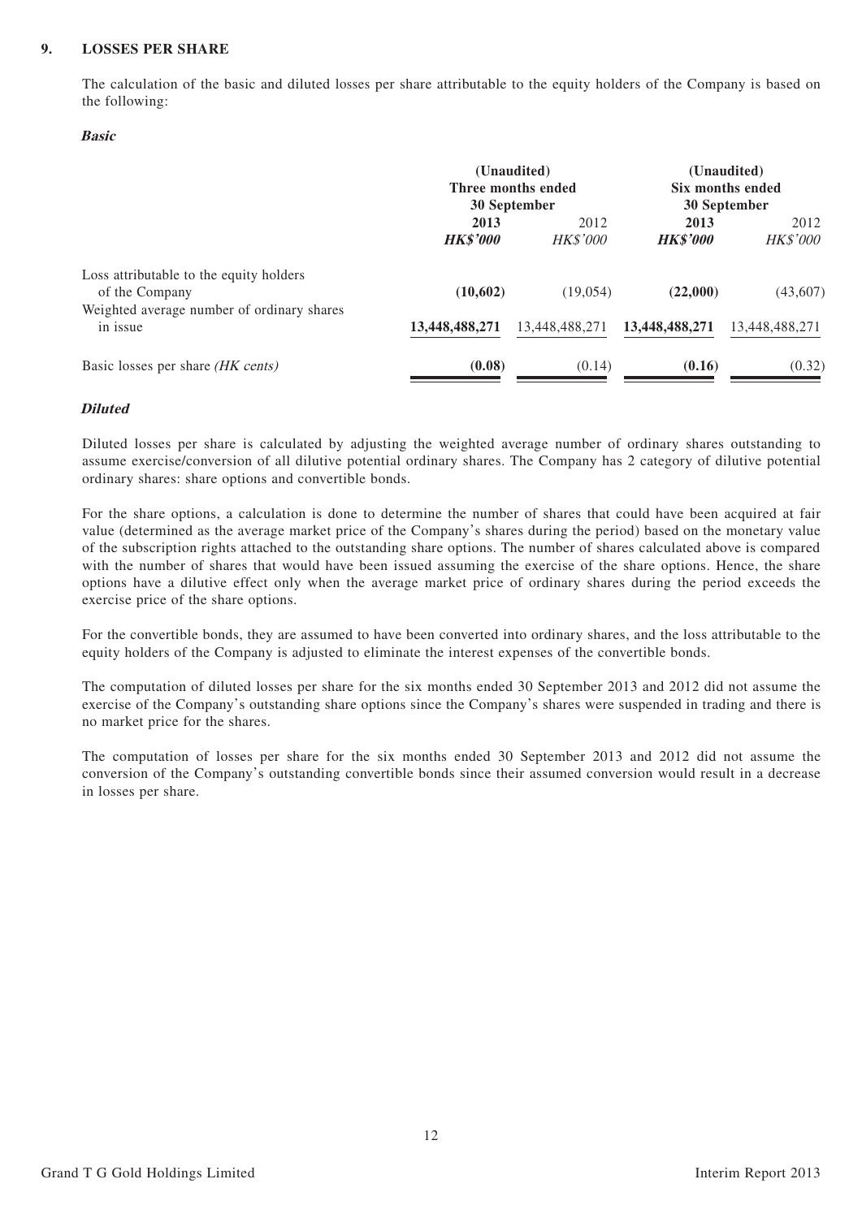## 9. LOSSES PER SHARE

The calculation of the basic and diluted losses per share attributable to the equity holders of the Company is based on the following:

***Basic***

| | (Unaudited) Three months ended 30 September | | (Unaudited) Six months ended 30 September | |
|---|---|---|---|---|
| | **2013** | 2012 | **2013** | 2012 |
| | ***HK$'000*** | *HK$'000* | ***HK$'000*** | *HK$'000* |
| Loss attributable to the equity holders of the Company | **(10,602)** | (19,054) | **(22,000)** | (43,607) |
| Weighted average number of ordinary shares in issue | **13,448,488,271** | 13,448,488,271 | **13,448,488,271** | 13,448,488,271 |
| Basic losses per share *(HK cents)* | **(0.08)** | (0.14) | **(0.16)** | (0.32) |

***Diluted***

Diluted losses per share is calculated by adjusting the weighted average number of ordinary shares outstanding to assume exercise/conversion of all dilutive potential ordinary shares. The Company has 2 category of dilutive potential ordinary shares: share options and convertible bonds.

For the share options, a calculation is done to determine the number of shares that could have been acquired at fair value (determined as the average market price of the Company's shares during the period) based on the monetary value of the subscription rights attached to the outstanding share options. The number of shares calculated above is compared with the number of shares that would have been issued assuming the exercise of the share options. Hence, the share options have a dilutive effect only when the average market price of ordinary shares during the period exceeds the exercise price of the share options.

For the convertible bonds, they are assumed to have been converted into ordinary shares, and the loss attributable to the equity holders of the Company is adjusted to eliminate the interest expenses of the convertible bonds.

The computation of diluted losses per share for the six months ended 30 September 2013 and 2012 did not assume the exercise of the Company's outstanding share options since the Company's shares were suspended in trading and there is no market price for the shares.

The computation of losses per share for the six months ended 30 September 2013 and 2012 did not assume the conversion of the Company's outstanding convertible bonds since their assumed conversion would result in a decrease in losses per share.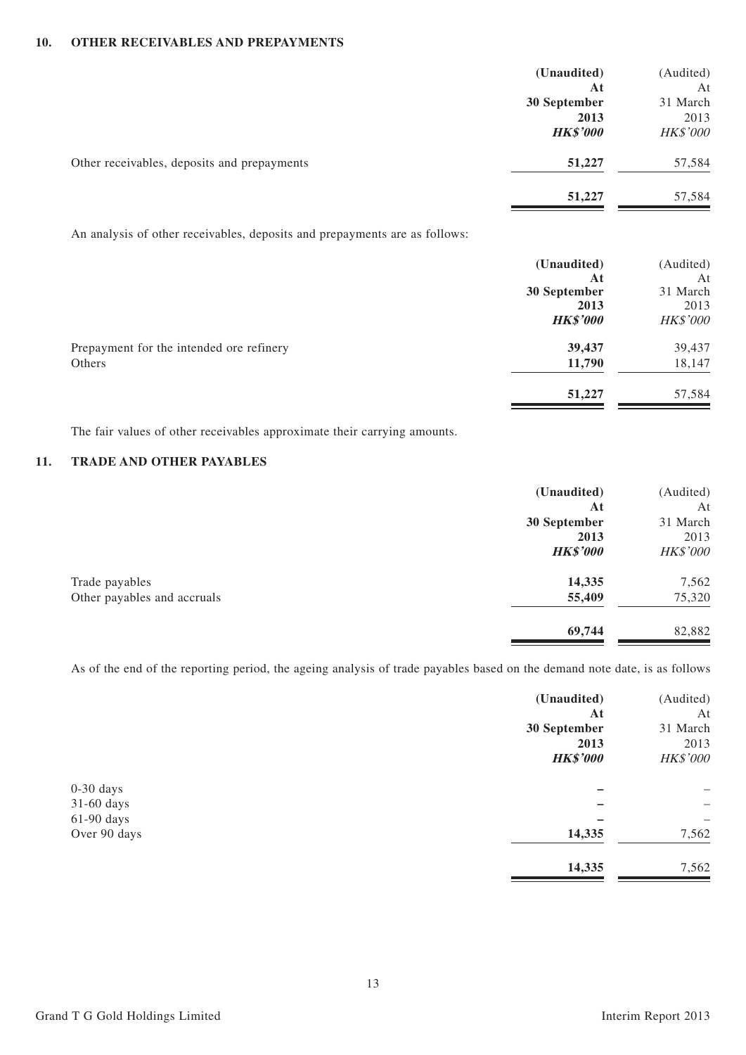## 10. OTHER RECEIVABLES AND PREPAYMENTS

| | (Unaudited) At 30 September 2013 *HK$'000* | (Audited) At 31 March 2013 *HK$'000* |
|---|---|---|
| Other receivables, deposits and prepayments | **51,227** | 57,584 |
| | **51,227** | 57,584 |

An analysis of other receivables, deposits and prepayments are as follows:

| | (Unaudited) At 30 September 2013 *HK$'000* | (Audited) At 31 March 2013 *HK$'000* |
|---|---|---|
| Prepayment for the intended ore refinery | **39,437** | 39,437 |
| Others | **11,790** | 18,147 |
| | **51,227** | 57,584 |

The fair values of other receivables approximate their carrying amounts.

## 11. TRADE AND OTHER PAYABLES

| | (Unaudited) At 30 September 2013 *HK$'000* | (Audited) At 31 March 2013 *HK$'000* |
|---|---|---|
| Trade payables | **14,335** | 7,562 |
| Other payables and accruals | **55,409** | 75,320 |
| | **69,744** | 82,882 |

As of the end of the reporting period, the ageing analysis of trade payables based on the demand note date, is as follows

| | (Unaudited) At 30 September 2013 *HK$'000* | (Audited) At 31 March 2013 *HK$'000* |
|---|---|---|
| 0-30 days | **–** | – |
| 31-60 days | **–** | – |
| 61-90 days | **–** | – |
| Over 90 days | **14,335** | 7,562 |
| | **14,335** | 7,562 |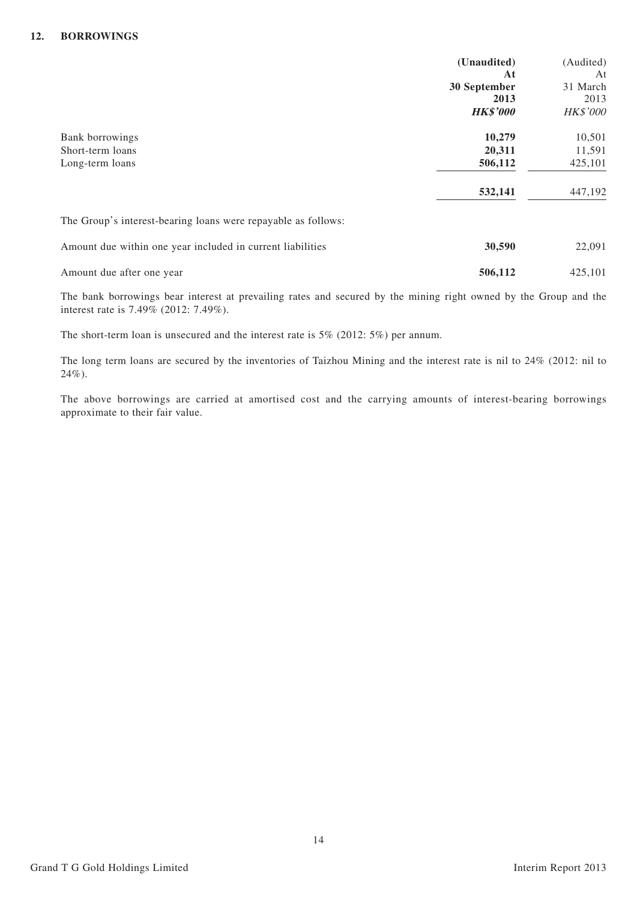## 12. BORROWINGS

| | (Unaudited) At 30 September 2013 HK$'000 | (Audited) At 31 March 2013 HK$'000 |
|---|---|---|
| Bank borrowings | **10,279** | 10,501 |
| Short-term loans | **20,311** | 11,591 |
| Long-term loans | **506,112** | 425,101 |
| | **532,141** | 447,192 |
| The Group's interest-bearing loans were repayable as follows: | | |
| Amount due within one year included in current liabilities | **30,590** | 22,091 |
| Amount due after one year | **506,112** | 425,101 |

The bank borrowings bear interest at prevailing rates and secured by the mining right owned by the Group and the interest rate is 7.49% (2012: 7.49%).

The short-term loan is unsecured and the interest rate is 5% (2012: 5%) per annum.

The long term loans are secured by the inventories of Taizhou Mining and the interest rate is nil to 24% (2012: nil to 24%).

The above borrowings are carried at amortised cost and the carrying amounts of interest-bearing borrowings approximate to their fair value.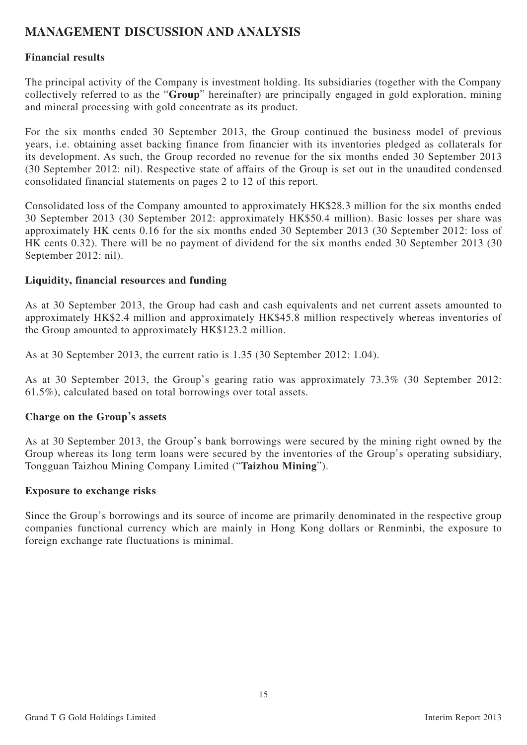# MANAGEMENT DISCUSSION AND ANALYSIS

### Financial results

The principal activity of the Company is investment holding. Its subsidiaries (together with the Company collectively referred to as the "**Group**" hereinafter) are principally engaged in gold exploration, mining and mineral processing with gold concentrate as its product.

For the six months ended 30 September 2013, the Group continued the business model of previous years, i.e. obtaining asset backing finance from financier with its inventories pledged as collaterals for its development. As such, the Group recorded no revenue for the six months ended 30 September 2013 (30 September 2012: nil). Respective state of affairs of the Group is set out in the unaudited condensed consolidated financial statements on pages 2 to 12 of this report.

Consolidated loss of the Company amounted to approximately HK$28.3 million for the six months ended 30 September 2013 (30 September 2012: approximately HK$50.4 million). Basic losses per share was approximately HK cents 0.16 for the six months ended 30 September 2013 (30 September 2012: loss of HK cents 0.32). There will be no payment of dividend for the six months ended 30 September 2013 (30 September 2012: nil).

### Liquidity, financial resources and funding

As at 30 September 2013, the Group had cash and cash equivalents and net current assets amounted to approximately HK$2.4 million and approximately HK$45.8 million respectively whereas inventories of the Group amounted to approximately HK$123.2 million.

As at 30 September 2013, the current ratio is 1.35 (30 September 2012: 1.04).

As at 30 September 2013, the Group's gearing ratio was approximately 73.3% (30 September 2012: 61.5%), calculated based on total borrowings over total assets.

### Charge on the Group's assets

As at 30 September 2013, the Group's bank borrowings were secured by the mining right owned by the Group whereas its long term loans were secured by the inventories of the Group's operating subsidiary, Tongguan Taizhou Mining Company Limited ("**Taizhou Mining**").

### Exposure to exchange risks

Since the Group's borrowings and its source of income are primarily denominated in the respective group companies functional currency which are mainly in Hong Kong dollars or Renminbi, the exposure to foreign exchange rate fluctuations is minimal.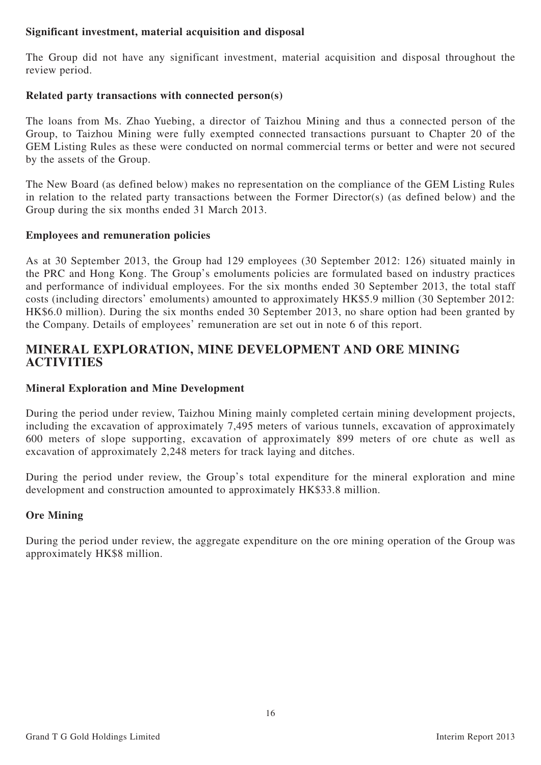### Significant investment, material acquisition and disposal

The Group did not have any significant investment, material acquisition and disposal throughout the review period.

### Related party transactions with connected person(s)

The loans from Ms. Zhao Yuebing, a director of Taizhou Mining and thus a connected person of the Group, to Taizhou Mining were fully exempted connected transactions pursuant to Chapter 20 of the GEM Listing Rules as these were conducted on normal commercial terms or better and were not secured by the assets of the Group.

The New Board (as defined below) makes no representation on the compliance of the GEM Listing Rules in relation to the related party transactions between the Former Director(s) (as defined below) and the Group during the six months ended 31 March 2013.

### Employees and remuneration policies

As at 30 September 2013, the Group had 129 employees (30 September 2012: 126) situated mainly in the PRC and Hong Kong. The Group's emoluments policies are formulated based on industry practices and performance of individual employees. For the six months ended 30 September 2013, the total staff costs (including directors' emoluments) amounted to approximately HK$5.9 million (30 September 2012: HK$6.0 million). During the six months ended 30 September 2013, no share option had been granted by the Company. Details of employees' remuneration are set out in note 6 of this report.

## MINERAL EXPLORATION, MINE DEVELOPMENT AND ORE MINING ACTIVITIES

### Mineral Exploration and Mine Development

During the period under review, Taizhou Mining mainly completed certain mining development projects, including the excavation of approximately 7,495 meters of various tunnels, excavation of approximately 600 meters of slope supporting, excavation of approximately 899 meters of ore chute as well as excavation of approximately 2,248 meters for track laying and ditches.

During the period under review, the Group's total expenditure for the mineral exploration and mine development and construction amounted to approximately HK$33.8 million.

### Ore Mining

During the period under review, the aggregate expenditure on the ore mining operation of the Group was approximately HK$8 million.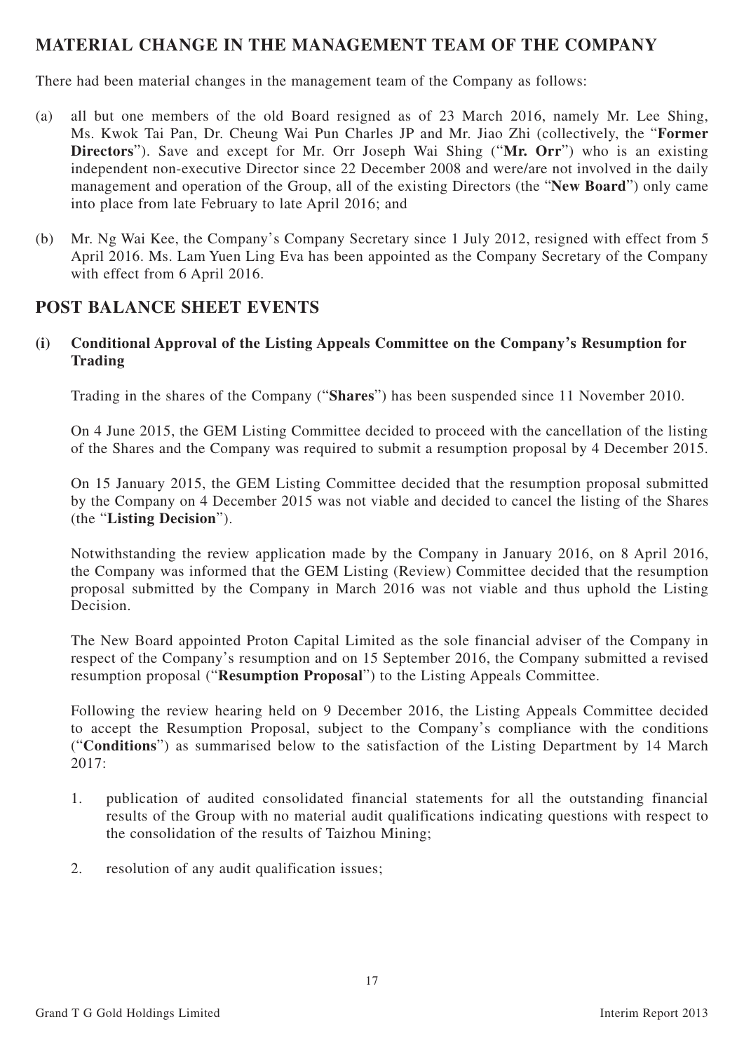## MATERIAL CHANGE IN THE MANAGEMENT TEAM OF THE COMPANY

There had been material changes in the management team of the Company as follows:

(a) all but one members of the old Board resigned as of 23 March 2016, namely Mr. Lee Shing, Ms. Kwok Tai Pan, Dr. Cheung Wai Pun Charles JP and Mr. Jiao Zhi (collectively, the "**Former Directors**"). Save and except for Mr. Orr Joseph Wai Shing ("**Mr. Orr**") who is an existing independent non-executive Director since 22 December 2008 and were/are not involved in the daily management and operation of the Group, all of the existing Directors (the "**New Board**") only came into place from late February to late April 2016; and

(b) Mr. Ng Wai Kee, the Company's Company Secretary since 1 July 2012, resigned with effect from 5 April 2016. Ms. Lam Yuen Ling Eva has been appointed as the Company Secretary of the Company with effect from 6 April 2016.

## POST BALANCE SHEET EVENTS

### (i) Conditional Approval of the Listing Appeals Committee on the Company's Resumption for Trading

Trading in the shares of the Company ("**Shares**") has been suspended since 11 November 2010.

On 4 June 2015, the GEM Listing Committee decided to proceed with the cancellation of the listing of the Shares and the Company was required to submit a resumption proposal by 4 December 2015.

On 15 January 2015, the GEM Listing Committee decided that the resumption proposal submitted by the Company on 4 December 2015 was not viable and decided to cancel the listing of the Shares (the "**Listing Decision**").

Notwithstanding the review application made by the Company in January 2016, on 8 April 2016, the Company was informed that the GEM Listing (Review) Committee decided that the resumption proposal submitted by the Company in March 2016 was not viable and thus uphold the Listing Decision.

The New Board appointed Proton Capital Limited as the sole financial adviser of the Company in respect of the Company's resumption and on 15 September 2016, the Company submitted a revised resumption proposal ("**Resumption Proposal**") to the Listing Appeals Committee.

Following the review hearing held on 9 December 2016, the Listing Appeals Committee decided to accept the Resumption Proposal, subject to the Company's compliance with the conditions ("**Conditions**") as summarised below to the satisfaction of the Listing Department by 14 March 2017:

1. publication of audited consolidated financial statements for all the outstanding financial results of the Group with no material audit qualifications indicating questions with respect to the consolidation of the results of Taizhou Mining;
2. resolution of any audit qualification issues;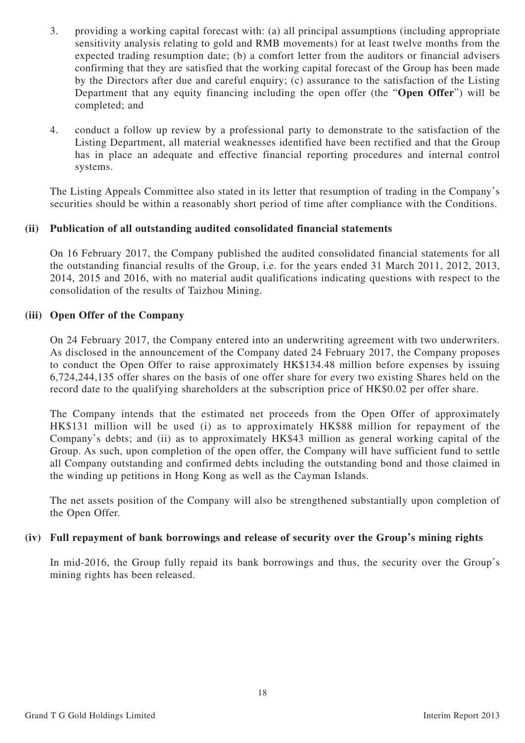3. providing a working capital forecast with: (a) all principal assumptions (including appropriate sensitivity analysis relating to gold and RMB movements) for at least twelve months from the expected trading resumption date; (b) a comfort letter from the auditors or financial advisers confirming that they are satisfied that the working capital forecast of the Group has been made by the Directors after due and careful enquiry; (c) assurance to the satisfaction of the Listing Department that any equity financing including the open offer (the "**Open Offer**") will be completed; and

4. conduct a follow up review by a professional party to demonstrate to the satisfaction of the Listing Department, all material weaknesses identified have been rectified and that the Group has in place an adequate and effective financial reporting procedures and internal control systems.

The Listing Appeals Committee also stated in its letter that resumption of trading in the Company's securities should be within a reasonably short period of time after compliance with the Conditions.

**(ii) Publication of all outstanding audited consolidated financial statements**

On 16 February 2017, the Company published the audited consolidated financial statements for all the outstanding financial results of the Group, i.e. for the years ended 31 March 2011, 2012, 2013, 2014, 2015 and 2016, with no material audit qualifications indicating questions with respect to the consolidation of the results of Taizhou Mining.

**(iii) Open Offer of the Company**

On 24 February 2017, the Company entered into an underwriting agreement with two underwriters. As disclosed in the announcement of the Company dated 24 February 2017, the Company proposes to conduct the Open Offer to raise approximately HK$134.48 million before expenses by issuing 6,724,244,135 offer shares on the basis of one offer share for every two existing Shares held on the record date to the qualifying shareholders at the subscription price of HK$0.02 per offer share.

The Company intends that the estimated net proceeds from the Open Offer of approximately HK$131 million will be used (i) as to approximately HK$88 million for repayment of the Company's debts; and (ii) as to approximately HK$43 million as general working capital of the Group. As such, upon completion of the open offer, the Company will have sufficient fund to settle all Company outstanding and confirmed debts including the outstanding bond and those claimed in the winding up petitions in Hong Kong as well as the Cayman Islands.

The net assets position of the Company will also be strengthened substantially upon completion of the Open Offer.

**(iv) Full repayment of bank borrowings and release of security over the Group's mining rights**

In mid-2016, the Group fully repaid its bank borrowings and thus, the security over the Group's mining rights has been released.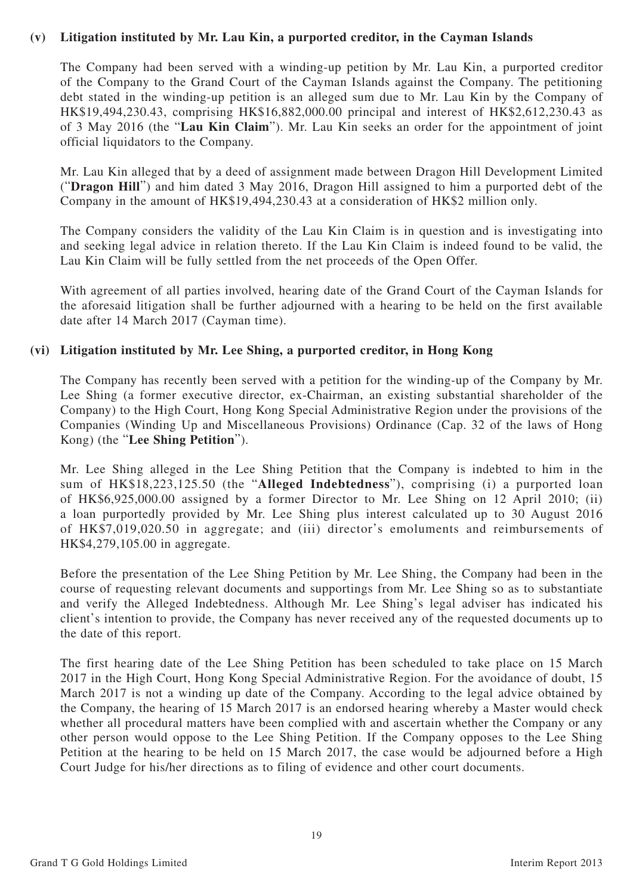### (v) Litigation instituted by Mr. Lau Kin, a purported creditor, in the Cayman Islands

The Company had been served with a winding-up petition by Mr. Lau Kin, a purported creditor of the Company to the Grand Court of the Cayman Islands against the Company. The petitioning debt stated in the winding-up petition is an alleged sum due to Mr. Lau Kin by the Company of HK$19,494,230.43, comprising HK$16,882,000.00 principal and interest of HK$2,612,230.43 as of 3 May 2016 (the "**Lau Kin Claim**"). Mr. Lau Kin seeks an order for the appointment of joint official liquidators to the Company.

Mr. Lau Kin alleged that by a deed of assignment made between Dragon Hill Development Limited ("**Dragon Hill**") and him dated 3 May 2016, Dragon Hill assigned to him a purported debt of the Company in the amount of HK$19,494,230.43 at a consideration of HK$2 million only.

The Company considers the validity of the Lau Kin Claim is in question and is investigating into and seeking legal advice in relation thereto. If the Lau Kin Claim is indeed found to be valid, the Lau Kin Claim will be fully settled from the net proceeds of the Open Offer.

With agreement of all parties involved, hearing date of the Grand Court of the Cayman Islands for the aforesaid litigation shall be further adjourned with a hearing to be held on the first available date after 14 March 2017 (Cayman time).

### (vi) Litigation instituted by Mr. Lee Shing, a purported creditor, in Hong Kong

The Company has recently been served with a petition for the winding-up of the Company by Mr. Lee Shing (a former executive director, ex-Chairman, an existing substantial shareholder of the Company) to the High Court, Hong Kong Special Administrative Region under the provisions of the Companies (Winding Up and Miscellaneous Provisions) Ordinance (Cap. 32 of the laws of Hong Kong) (the "**Lee Shing Petition**").

Mr. Lee Shing alleged in the Lee Shing Petition that the Company is indebted to him in the sum of HK$18,223,125.50 (the "**Alleged Indebtedness**"), comprising (i) a purported loan of HK$6,925,000.00 assigned by a former Director to Mr. Lee Shing on 12 April 2010; (ii) a loan purportedly provided by Mr. Lee Shing plus interest calculated up to 30 August 2016 of HK$7,019,020.50 in aggregate; and (iii) director's emoluments and reimbursements of HK$4,279,105.00 in aggregate.

Before the presentation of the Lee Shing Petition by Mr. Lee Shing, the Company had been in the course of requesting relevant documents and supportings from Mr. Lee Shing so as to substantiate and verify the Alleged Indebtedness. Although Mr. Lee Shing's legal adviser has indicated his client's intention to provide, the Company has never received any of the requested documents up to the date of this report.

The first hearing date of the Lee Shing Petition has been scheduled to take place on 15 March 2017 in the High Court, Hong Kong Special Administrative Region. For the avoidance of doubt, 15 March 2017 is not a winding up date of the Company. According to the legal advice obtained by the Company, the hearing of 15 March 2017 is an endorsed hearing whereby a Master would check whether all procedural matters have been complied with and ascertain whether the Company or any other person would oppose to the Lee Shing Petition. If the Company opposes to the Lee Shing Petition at the hearing to be held on 15 March 2017, the case would be adjourned before a High Court Judge for his/her directions as to filing of evidence and other court documents.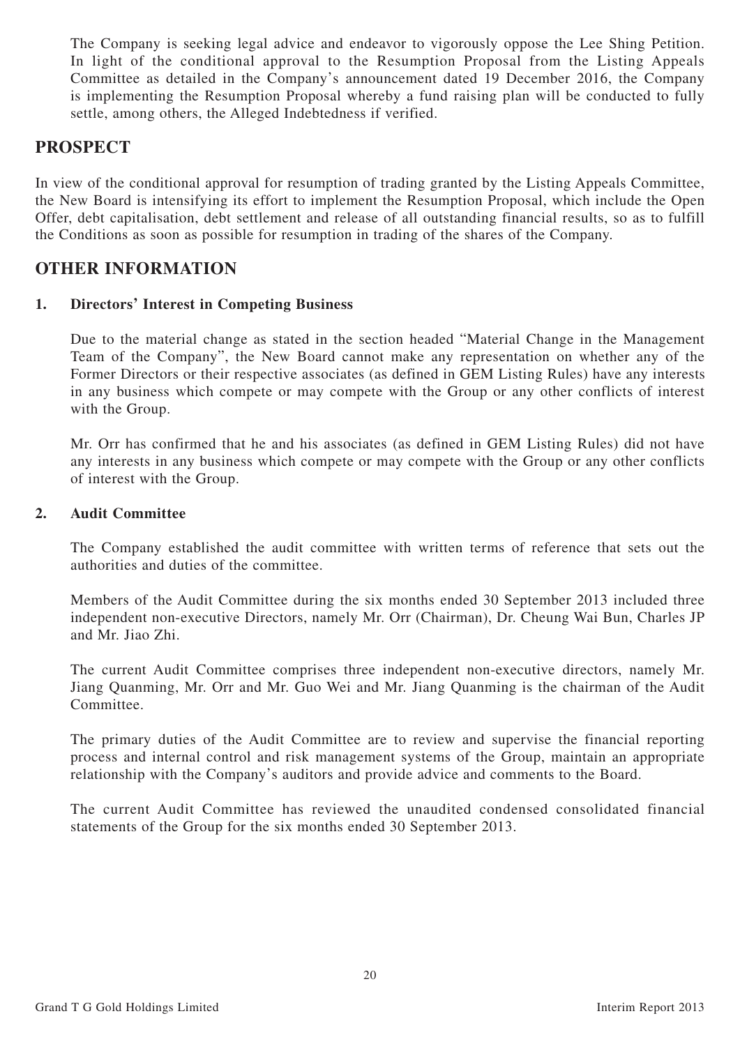The Company is seeking legal advice and endeavor to vigorously oppose the Lee Shing Petition. In light of the conditional approval to the Resumption Proposal from the Listing Appeals Committee as detailed in the Company's announcement dated 19 December 2016, the Company is implementing the Resumption Proposal whereby a fund raising plan will be conducted to fully settle, among others, the Alleged Indebtedness if verified.

## PROSPECT

In view of the conditional approval for resumption of trading granted by the Listing Appeals Committee, the New Board is intensifying its effort to implement the Resumption Proposal, which include the Open Offer, debt capitalisation, debt settlement and release of all outstanding financial results, so as to fulfill the Conditions as soon as possible for resumption in trading of the shares of the Company.

## OTHER INFORMATION

### 1. Directors' Interest in Competing Business

Due to the material change as stated in the section headed "Material Change in the Management Team of the Company", the New Board cannot make any representation on whether any of the Former Directors or their respective associates (as defined in GEM Listing Rules) have any interests in any business which compete or may compete with the Group or any other conflicts of interest with the Group.

Mr. Orr has confirmed that he and his associates (as defined in GEM Listing Rules) did not have any interests in any business which compete or may compete with the Group or any other conflicts of interest with the Group.

### 2. Audit Committee

The Company established the audit committee with written terms of reference that sets out the authorities and duties of the committee.

Members of the Audit Committee during the six months ended 30 September 2013 included three independent non-executive Directors, namely Mr. Orr (Chairman), Dr. Cheung Wai Bun, Charles JP and Mr. Jiao Zhi.

The current Audit Committee comprises three independent non-executive directors, namely Mr. Jiang Quanming, Mr. Orr and Mr. Guo Wei and Mr. Jiang Quanming is the chairman of the Audit Committee.

The primary duties of the Audit Committee are to review and supervise the financial reporting process and internal control and risk management systems of the Group, maintain an appropriate relationship with the Company's auditors and provide advice and comments to the Board.

The current Audit Committee has reviewed the unaudited condensed consolidated financial statements of the Group for the six months ended 30 September 2013.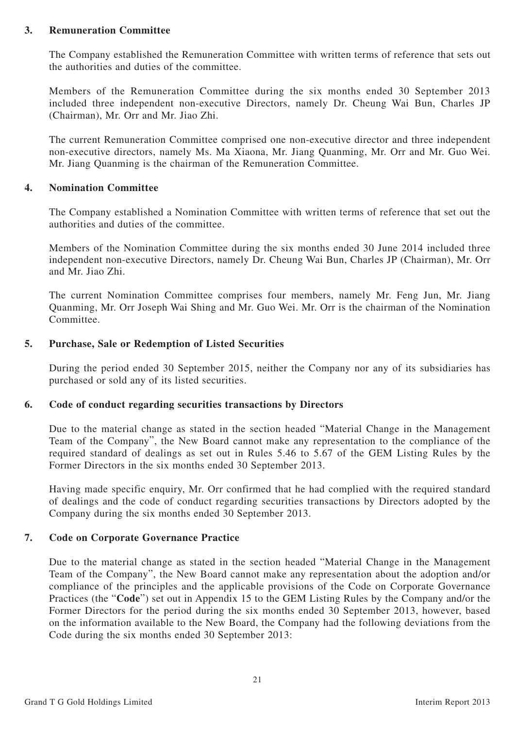### 3. Remuneration Committee

The Company established the Remuneration Committee with written terms of reference that sets out the authorities and duties of the committee.

Members of the Remuneration Committee during the six months ended 30 September 2013 included three independent non-executive Directors, namely Dr. Cheung Wai Bun, Charles JP (Chairman), Mr. Orr and Mr. Jiao Zhi.

The current Remuneration Committee comprised one non-executive director and three independent non-executive directors, namely Ms. Ma Xiaona, Mr. Jiang Quanming, Mr. Orr and Mr. Guo Wei. Mr. Jiang Quanming is the chairman of the Remuneration Committee.

### 4. Nomination Committee

The Company established a Nomination Committee with written terms of reference that set out the authorities and duties of the committee.

Members of the Nomination Committee during the six months ended 30 June 2014 included three independent non-executive Directors, namely Dr. Cheung Wai Bun, Charles JP (Chairman), Mr. Orr and Mr. Jiao Zhi.

The current Nomination Committee comprises four members, namely Mr. Feng Jun, Mr. Jiang Quanming, Mr. Orr Joseph Wai Shing and Mr. Guo Wei. Mr. Orr is the chairman of the Nomination Committee.

### 5. Purchase, Sale or Redemption of Listed Securities

During the period ended 30 September 2015, neither the Company nor any of its subsidiaries has purchased or sold any of its listed securities.

### 6. Code of conduct regarding securities transactions by Directors

Due to the material change as stated in the section headed "Material Change in the Management Team of the Company", the New Board cannot make any representation to the compliance of the required standard of dealings as set out in Rules 5.46 to 5.67 of the GEM Listing Rules by the Former Directors in the six months ended 30 September 2013.

Having made specific enquiry, Mr. Orr confirmed that he had complied with the required standard of dealings and the code of conduct regarding securities transactions by Directors adopted by the Company during the six months ended 30 September 2013.

### 7. Code on Corporate Governance Practice

Due to the material change as stated in the section headed "Material Change in the Management Team of the Company", the New Board cannot make any representation about the adoption and/or compliance of the principles and the applicable provisions of the Code on Corporate Governance Practices (the "**Code**") set out in Appendix 15 to the GEM Listing Rules by the Company and/or the Former Directors for the period during the six months ended 30 September 2013, however, based on the information available to the New Board, the Company had the following deviations from the Code during the six months ended 30 September 2013: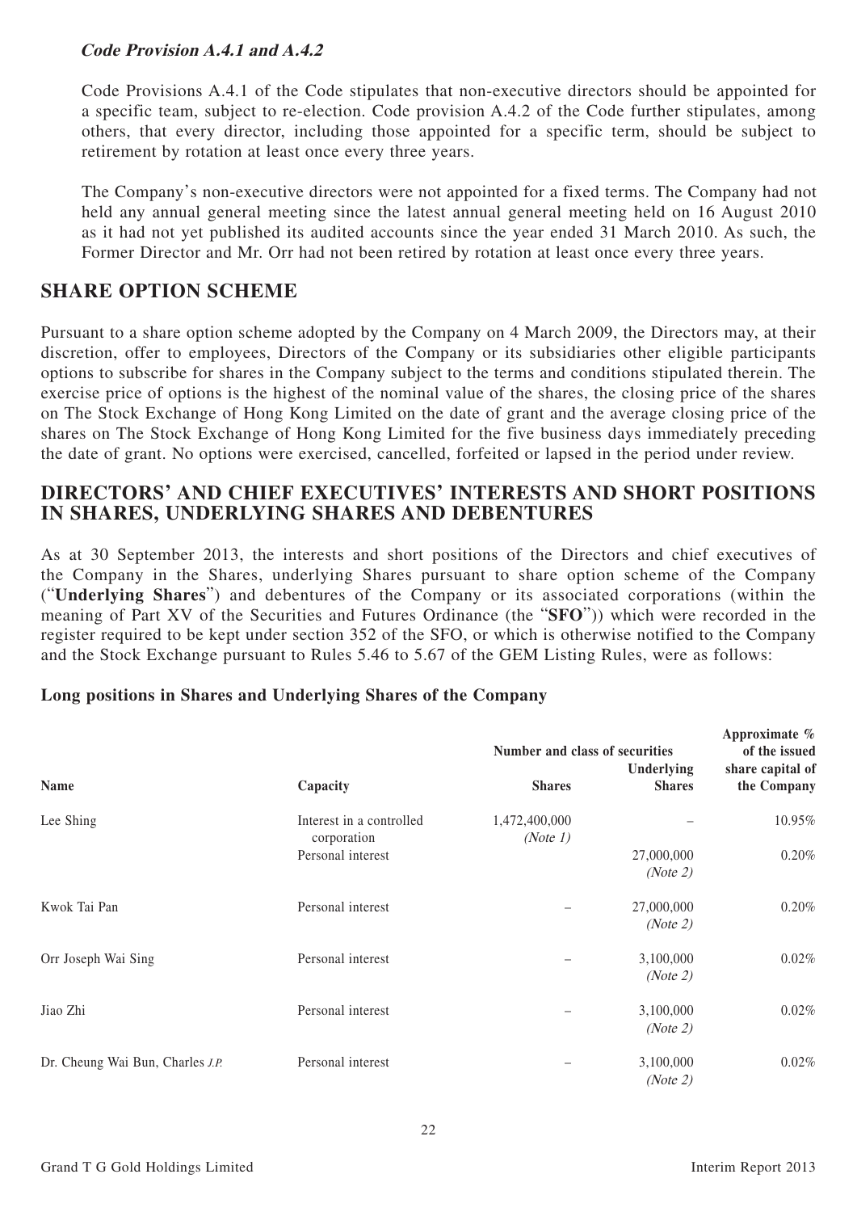#### *Code Provision A.4.1 and A.4.2*

Code Provisions A.4.1 of the Code stipulates that non-executive directors should be appointed for a specific team, subject to re-election. Code provision A.4.2 of the Code further stipulates, among others, that every director, including those appointed for a specific term, should be subject to retirement by rotation at least once every three years.

The Company's non-executive directors were not appointed for a fixed terms. The Company had not held any annual general meeting since the latest annual general meeting held on 16 August 2010 as it had not yet published its audited accounts since the year ended 31 March 2010. As such, the Former Director and Mr. Orr had not been retired by rotation at least once every three years.

## SHARE OPTION SCHEME

Pursuant to a share option scheme adopted by the Company on 4 March 2009, the Directors may, at their discretion, offer to employees, Directors of the Company or its subsidiaries other eligible participants options to subscribe for shares in the Company subject to the terms and conditions stipulated therein. The exercise price of options is the highest of the nominal value of the shares, the closing price of the shares on The Stock Exchange of Hong Kong Limited on the date of grant and the average closing price of the shares on The Stock Exchange of Hong Kong Limited for the five business days immediately preceding the date of grant. No options were exercised, cancelled, forfeited or lapsed in the period under review.

## DIRECTORS' AND CHIEF EXECUTIVES' INTERESTS AND SHORT POSITIONS IN SHARES, UNDERLYING SHARES AND DEBENTURES

As at 30 September 2013, the interests and short positions of the Directors and chief executives of the Company in the Shares, underlying Shares pursuant to share option scheme of the Company ("**Underlying Shares**") and debentures of the Company or its associated corporations (within the meaning of Part XV of the Securities and Futures Ordinance (the "**SFO**")) which were recorded in the register required to be kept under section 352 of the SFO, or which is otherwise notified to the Company and the Stock Exchange pursuant to Rules 5.46 to 5.67 of the GEM Listing Rules, were as follows:

### Long positions in Shares and Underlying Shares of the Company

| Name | Capacity | Number and class of securities | | Approximate % of the issued share capital of the Company |
|---|---|---|---|---|
| | | Shares | Underlying Shares | |
| Lee Shing | Interest in a controlled corporation | 1,472,400,000 *(Note 1)* | – | 10.95% |
| | Personal interest | | 27,000,000 *(Note 2)* | 0.20% |
| Kwok Tai Pan | Personal interest | – | 27,000,000 *(Note 2)* | 0.20% |
| Orr Joseph Wai Sing | Personal interest | – | 3,100,000 *(Note 2)* | 0.02% |
| Jiao Zhi | Personal interest | – | 3,100,000 *(Note 2)* | 0.02% |
| Dr. Cheung Wai Bun, Charles *J.P.* | Personal interest | – | 3,100,000 *(Note 2)* | 0.02% |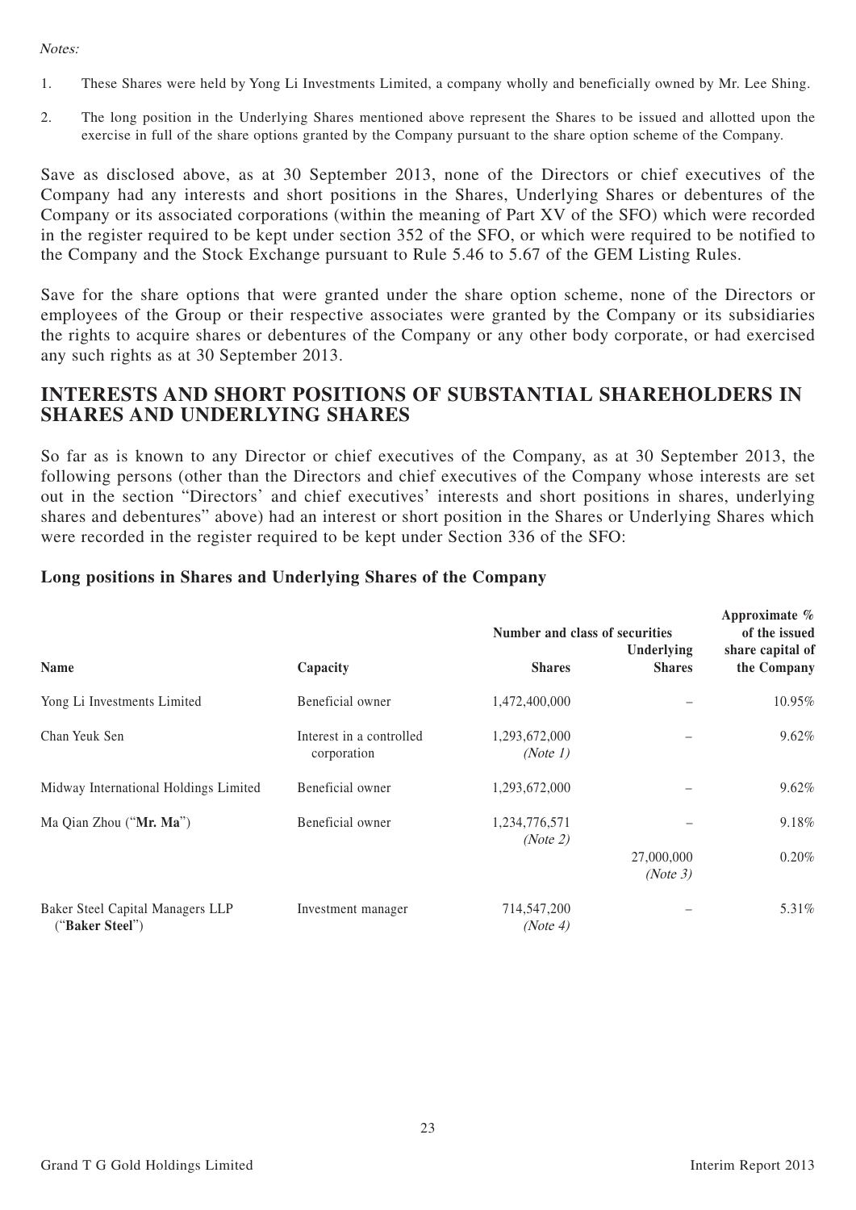*Notes:*

1. These Shares were held by Yong Li Investments Limited, a company wholly and beneficially owned by Mr. Lee Shing.
2. The long position in the Underlying Shares mentioned above represent the Shares to be issued and allotted upon the exercise in full of the share options granted by the Company pursuant to the share option scheme of the Company.

Save as disclosed above, as at 30 September 2013, none of the Directors or chief executives of the Company had any interests and short positions in the Shares, Underlying Shares or debentures of the Company or its associated corporations (within the meaning of Part XV of the SFO) which were recorded in the register required to be kept under section 352 of the SFO, or which were required to be notified to the Company and the Stock Exchange pursuant to Rule 5.46 to 5.67 of the GEM Listing Rules.

Save for the share options that were granted under the share option scheme, none of the Directors or employees of the Group or their respective associates were granted by the Company or its subsidiaries the rights to acquire shares or debentures of the Company or any other body corporate, or had exercised any such rights as at 30 September 2013.

## INTERESTS AND SHORT POSITIONS OF SUBSTANTIAL SHAREHOLDERS IN SHARES AND UNDERLYING SHARES

So far as is known to any Director or chief executives of the Company, as at 30 September 2013, the following persons (other than the Directors and chief executives of the Company whose interests are set out in the section "Directors' and chief executives' interests and short positions in shares, underlying shares and debentures" above) had an interest or short position in the Shares or Underlying Shares which were recorded in the register required to be kept under Section 336 of the SFO:

### Long positions in Shares and Underlying Shares of the Company

| Name | Capacity | Number and class of securities | | Approximate % of the issued share capital of the Company |
|---|---|---|---|---|
| | | **Shares** | **Underlying Shares** | |
| Yong Li Investments Limited | Beneficial owner | 1,472,400,000 | – | 10.95% |
| Chan Yeuk Sen | Interest in a controlled corporation | 1,293,672,000 *(Note 1)* | – | 9.62% |
| Midway International Holdings Limited | Beneficial owner | 1,293,672,000 | – | 9.62% |
| Ma Qian Zhou ("**Mr. Ma**") | Beneficial owner | 1,234,776,571 *(Note 2)* | – | 9.18% |
| | | | 27,000,000 *(Note 3)* | 0.20% |
| Baker Steel Capital Managers LLP ("**Baker Steel**") | Investment manager | 714,547,200 *(Note 4)* | – | 5.31% |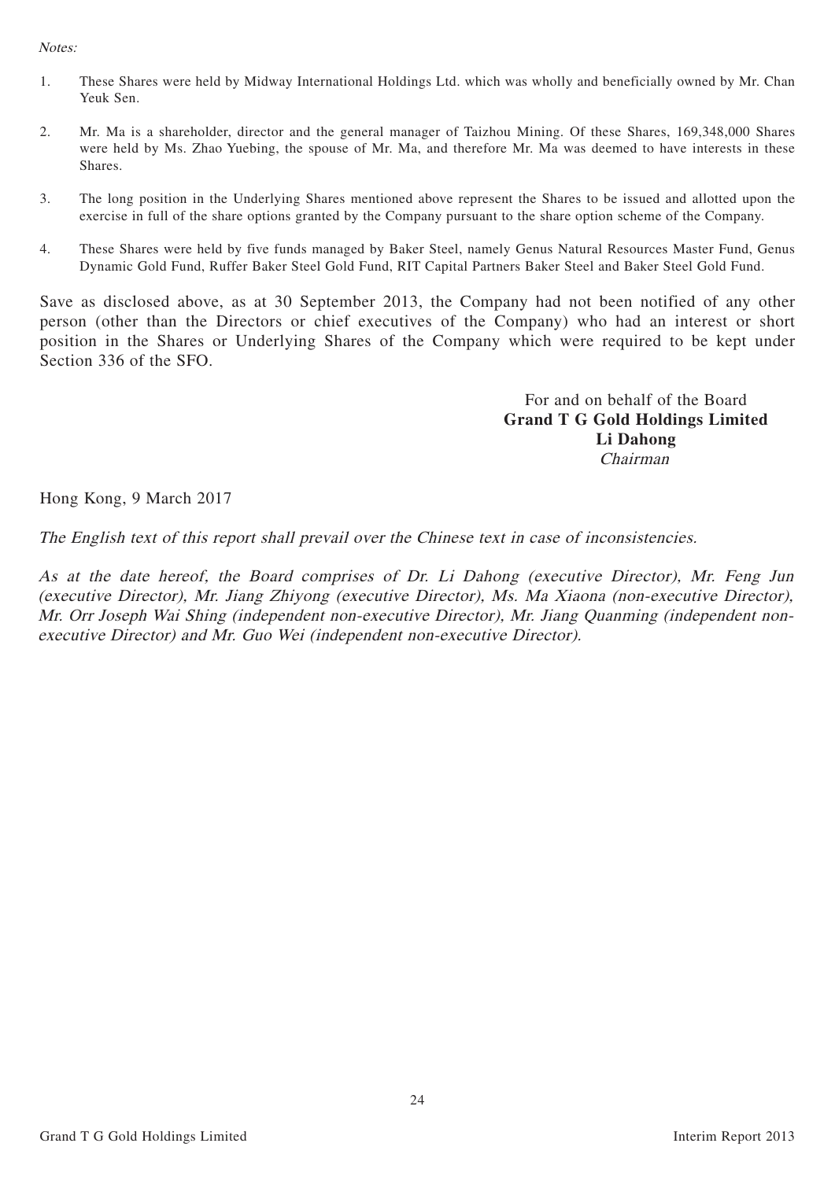*Notes:*

1. These Shares were held by Midway International Holdings Ltd. which was wholly and beneficially owned by Mr. Chan Yeuk Sen.

2. Mr. Ma is a shareholder, director and the general manager of Taizhou Mining. Of these Shares, 169,348,000 Shares were held by Ms. Zhao Yuebing, the spouse of Mr. Ma, and therefore Mr. Ma was deemed to have interests in these Shares.

3. The long position in the Underlying Shares mentioned above represent the Shares to be issued and allotted upon the exercise in full of the share options granted by the Company pursuant to the share option scheme of the Company.

4. These Shares were held by five funds managed by Baker Steel, namely Genus Natural Resources Master Fund, Genus Dynamic Gold Fund, Ruffer Baker Steel Gold Fund, RIT Capital Partners Baker Steel and Baker Steel Gold Fund.

Save as disclosed above, as at 30 September 2013, the Company had not been notified of any other person (other than the Directors or chief executives of the Company) who had an interest or short position in the Shares or Underlying Shares of the Company which were required to be kept under Section 336 of the SFO.

For and on behalf of the Board
**Grand T G Gold Holdings Limited**
**Li Dahong**
*Chairman*

Hong Kong, 9 March 2017

*The English text of this report shall prevail over the Chinese text in case of inconsistencies.*

*As at the date hereof, the Board comprises of Dr. Li Dahong (executive Director), Mr. Feng Jun (executive Director), Mr. Jiang Zhiyong (executive Director), Ms. Ma Xiaona (non-executive Director), Mr. Orr Joseph Wai Shing (independent non-executive Director), Mr. Jiang Quanming (independent non-executive Director) and Mr. Guo Wei (independent non-executive Director).*